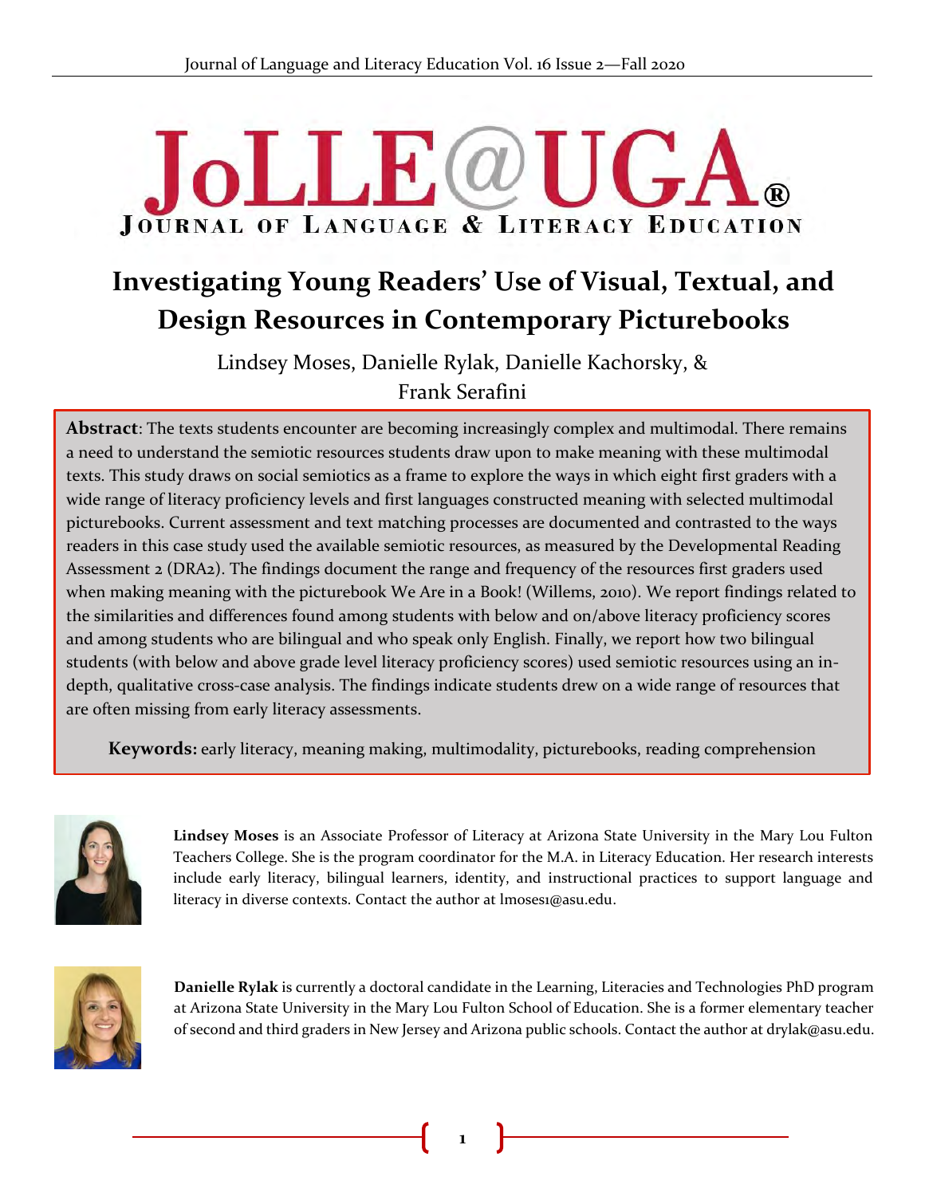# Investigating Young Readers' Use of Visual, Textual, and Design Resources in Contemporary Picturebooks

Lindsey Moses, Danielle Rylak, Danielle Kachorsky, & Frank Serafini

**Abstract**: The texts students encounter are becoming increasingly complex and multimodal. There remains a need to understand the semiotic resources students draw upon to make meaning with these multimodal texts. This study draws on social semiotics as a frame to explore the ways in which eight first graders with a wide range of literacy proficiency levels and first languages constructed meaning with selected multimodal picturebooks. Current assessment and text matching processes are documented and contrasted to the ways readers in this case study used the available semiotic resources, as measured by the Developmental Reading Assessment 2 (DRA2). The findings document the range and frequency of the resources first graders used when making meaning with the picturebook We Are in a Book! (Willems, 2010). We report findings related to the similarities and differences found among students with below and on/above literacy proficiency scores and among students who are bilingual and who speak only English. Finally, we report how two bilingual students (with below and above grade level literacy proficiency scores) used semiotic resources using an in-depth, qualitative cross-case analysis. The findings indicate students drew on a wide range of resources that are often missing from early literacy assessments.

**Keywords:** early literacy, meaning making, multimodality, picturebooks, reading comprehension

**Lindsey Moses** is an Associate Professor of Literacy at Arizona State University in the Mary Lou Fulton Teachers College. She is the program coordinator for the M.A. in Literacy Education. Her research interests include early literacy, bilingual learners, identity, and instructional practices to support language and literacy in diverse contexts. Contact the author at lmoses1@asu.edu.

**Danielle Rylak** is currently a doctoral candidate in the Learning, Literacies and Technologies PhD program at Arizona State University in the Mary Lou Fulton School of Education. She is a former elementary teacher of second and third graders in New Jersey and Arizona public schools. Contact the author at drylak@asu.edu.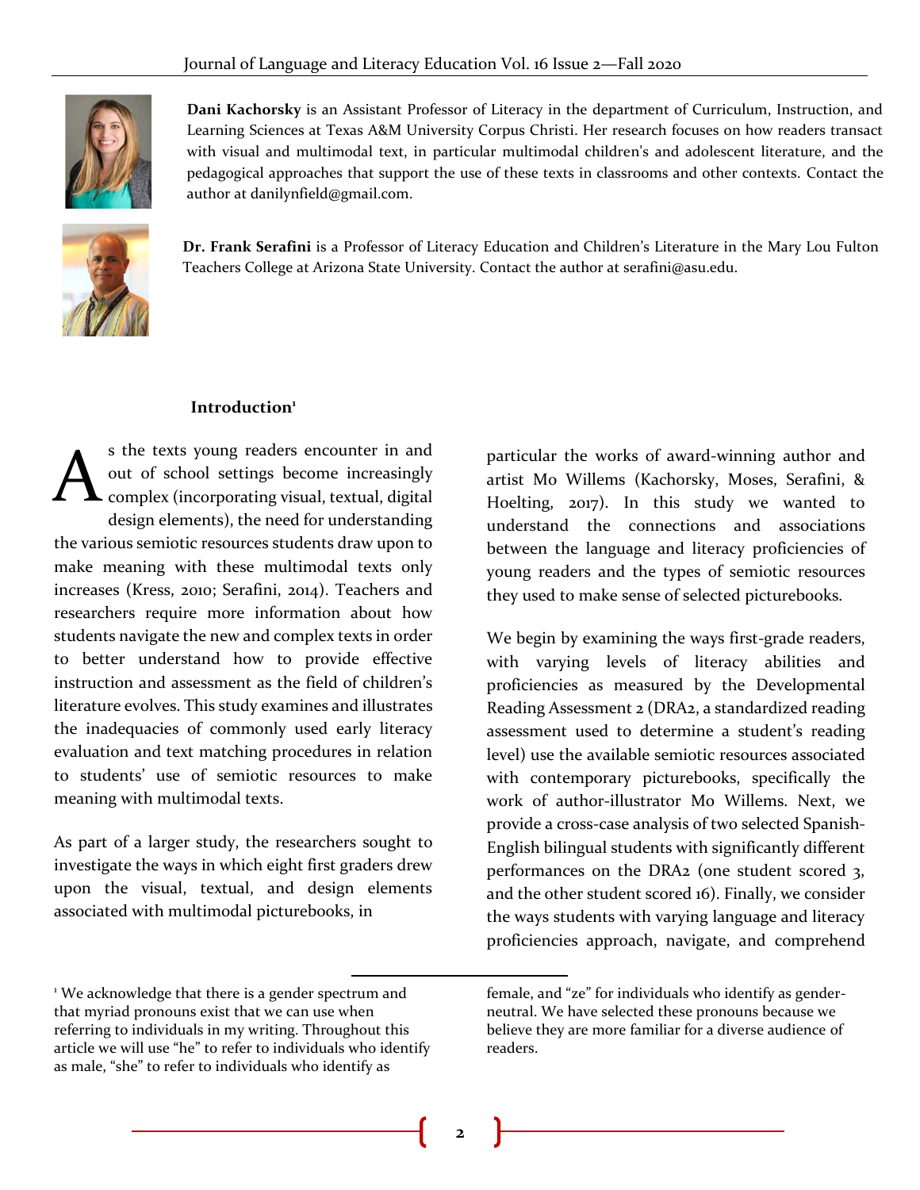**Dani Kachorsky** is an Assistant Professor of Literacy in the department of Curriculum, Instruction, and Learning Sciences at Texas A&M University Corpus Christi. Her research focuses on how readers transact with visual and multimodal text, in particular multimodal children's and adolescent literature, and the pedagogical approaches that support the use of these texts in classrooms and other contexts. Contact the author at danilynfield@gmail.com.

**Dr. Frank Serafini** is a Professor of Literacy Education and Children's Literature in the Mary Lou Fulton Teachers College at Arizona State University. Contact the author at serafini@asu.edu.

## Introduction[1]

As the texts young readers encounter in and out of school settings become increasingly complex (incorporating visual, textual, digital design elements), the need for understanding the various semiotic resources students draw upon to make meaning with these multimodal texts only increases (Kress, 2010; Serafini, 2014). Teachers and researchers require more information about how students navigate the new and complex texts in order to better understand how to provide effective instruction and assessment as the field of children's literature evolves. This study examines and illustrates the inadequacies of commonly used early literacy evaluation and text matching procedures in relation to students' use of semiotic resources to make meaning with multimodal texts.

As part of a larger study, the researchers sought to investigate the ways in which eight first graders drew upon the visual, textual, and design elements associated with multimodal picturebooks, in particular the works of award-winning author and artist Mo Willems (Kachorsky, Moses, Serafini, & Hoelting, 2017). In this study we wanted to understand the connections and associations between the language and literacy proficiencies of young readers and the types of semiotic resources they used to make sense of selected picturebooks.

We begin by examining the ways first-grade readers, with varying levels of literacy abilities and proficiencies as measured by the Developmental Reading Assessment 2 (DRA2, a standardized reading assessment used to determine a student's reading level) use the available semiotic resources associated with contemporary picturebooks, specifically the work of author-illustrator Mo Willems. Next, we provide a cross-case analysis of two selected Spanish-English bilingual students with significantly different performances on the DRA2 (one student scored 3, and the other student scored 16). Finally, we consider the ways students with varying language and literacy proficiencies approach, navigate, and comprehend

[1] We acknowledge that there is a gender spectrum and that myriad pronouns exist that we can use when referring to individuals in my writing. Throughout this article we will use "he" to refer to individuals who identify as male, "she" to refer to individuals who identify as female, and "ze" for individuals who identify as gender-neutral. We have selected these pronouns because we believe they are more familiar for a diverse audience of readers.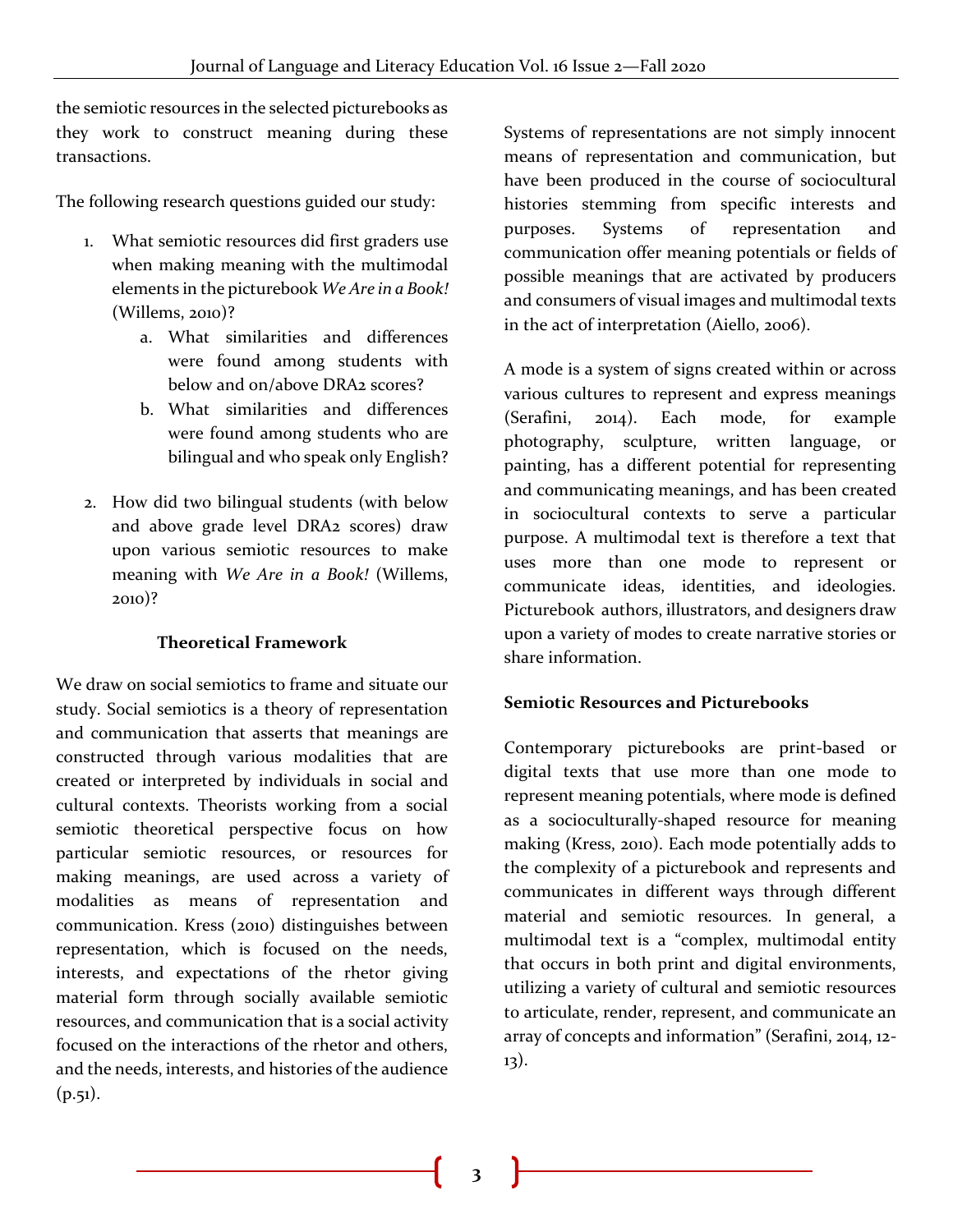the semiotic resources in the selected picturebooks as they work to construct meaning during these transactions.

The following research questions guided our study:

1. What semiotic resources did first graders use when making meaning with the multimodal elements in the picturebook *We Are in a Book!* (Willems, 2010)?
    a. What similarities and differences were found among students with below and on/above DRA2 scores?
    b. What similarities and differences were found among students who are bilingual and who speak only English?

2. How did two bilingual students (with below and above grade level DRA2 scores) draw upon various semiotic resources to make meaning with *We Are in a Book!* (Willems, 2010)?

## Theoretical Framework

We draw on social semiotics to frame and situate our study. Social semiotics is a theory of representation and communication that asserts that meanings are constructed through various modalities that are created or interpreted by individuals in social and cultural contexts. Theorists working from a social semiotic theoretical perspective focus on how particular semiotic resources, or resources for making meanings, are used across a variety of modalities as means of representation and communication. Kress (2010) distinguishes between representation, which is focused on the needs, interests, and expectations of the rhetor giving material form through socially available semiotic resources, and communication that is a social activity focused on the interactions of the rhetor and others, and the needs, interests, and histories of the audience (p.51).

Systems of representations are not simply innocent means of representation and communication, but have been produced in the course of sociocultural histories stemming from specific interests and purposes. Systems of representation and communication offer meaning potentials or fields of possible meanings that are activated by producers and consumers of visual images and multimodal texts in the act of interpretation (Aiello, 2006).

A mode is a system of signs created within or across various cultures to represent and express meanings (Serafini, 2014). Each mode, for example photography, sculpture, written language, or painting, has a different potential for representing and communicating meanings, and has been created in sociocultural contexts to serve a particular purpose. A multimodal text is therefore a text that uses more than one mode to represent or communicate ideas, identities, and ideologies. Picturebook authors, illustrators, and designers draw upon a variety of modes to create narrative stories or share information.

### Semiotic Resources and Picturebooks

Contemporary picturebooks are print-based or digital texts that use more than one mode to represent meaning potentials, where mode is defined as a socioculturally-shaped resource for meaning making (Kress, 2010). Each mode potentially adds to the complexity of a picturebook and represents and communicates in different ways through different material and semiotic resources. In general, a multimodal text is a "complex, multimodal entity that occurs in both print and digital environments, utilizing a variety of cultural and semiotic resources to articulate, render, represent, and communicate an array of concepts and information" (Serafini, 2014, 12-13).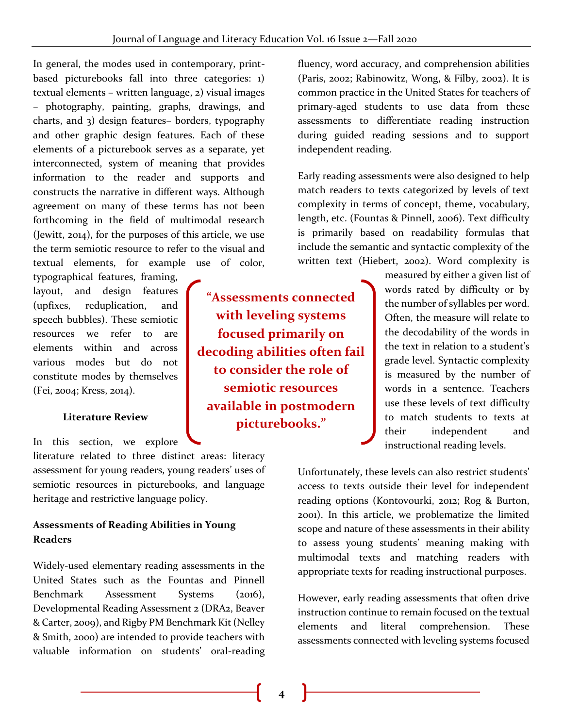In general, the modes used in contemporary, print-based picturebooks fall into three categories: 1) textual elements – written language, 2) visual images – photography, painting, graphs, drawings, and charts, and 3) design features– borders, typography and other graphic design features. Each of these elements of a picturebook serves as a separate, yet interconnected, system of meaning that provides information to the reader and supports and constructs the narrative in different ways. Although agreement on many of these terms has not been forthcoming in the field of multimodal research (Jewitt, 2014), for the purposes of this article, we use the term semiotic resource to refer to the visual and textual elements, for example use of color, typographical features, framing, layout, and design features (upfixes, reduplication, and speech bubbles). These semiotic resources we refer to are elements within and across various modes but do not constitute modes by themselves (Fei, 2004; Kress, 2014).

**“Assessments connected with leveling systems focused primarily on decoding abilities often fail to consider the role of semiotic resources available in postmodern picturebooks.”**

## Literature Review

In this section, we explore literature related to three distinct areas: literacy assessment for young readers, young readers’ uses of semiotic resources in picturebooks, and language heritage and restrictive language policy.

### Assessments of Reading Abilities in Young Readers

Widely-used elementary reading assessments in the United States such as the Fountas and Pinnell Benchmark Assessment Systems (2016), Developmental Reading Assessment 2 (DRA2, Beaver & Carter, 2009), and Rigby PM Benchmark Kit (Nelley & Smith, 2000) are intended to provide teachers with valuable information on students’ oral-reading fluency, word accuracy, and comprehension abilities (Paris, 2002; Rabinowitz, Wong, & Filby, 2002). It is common practice in the United States for teachers of primary-aged students to use data from these assessments to differentiate reading instruction during guided reading sessions and to support independent reading.

Early reading assessments were also designed to help match readers to texts categorized by levels of text complexity in terms of concept, theme, vocabulary, length, etc. (Fountas & Pinnell, 2006). Text difficulty is primarily based on readability formulas that include the semantic and syntactic complexity of the written text (Hiebert, 2002). Word complexity is measured by either a given list of words rated by difficulty or by the number of syllables per word. Often, the measure will relate to the decodability of the words in the text in relation to a student’s grade level. Syntactic complexity is measured by the number of words in a sentence. Teachers use these levels of text difficulty to match students to texts at their independent and instructional reading levels.

Unfortunately, these levels can also restrict students’ access to texts outside their level for independent reading options (Kontovourki, 2012; Rog & Burton, 2001). In this article, we problematize the limited scope and nature of these assessments in their ability to assess young students’ meaning making with multimodal texts and matching readers with appropriate texts for reading instructional purposes.

However, early reading assessments that often drive instruction continue to remain focused on the textual elements and literal comprehension. These assessments connected with leveling systems focused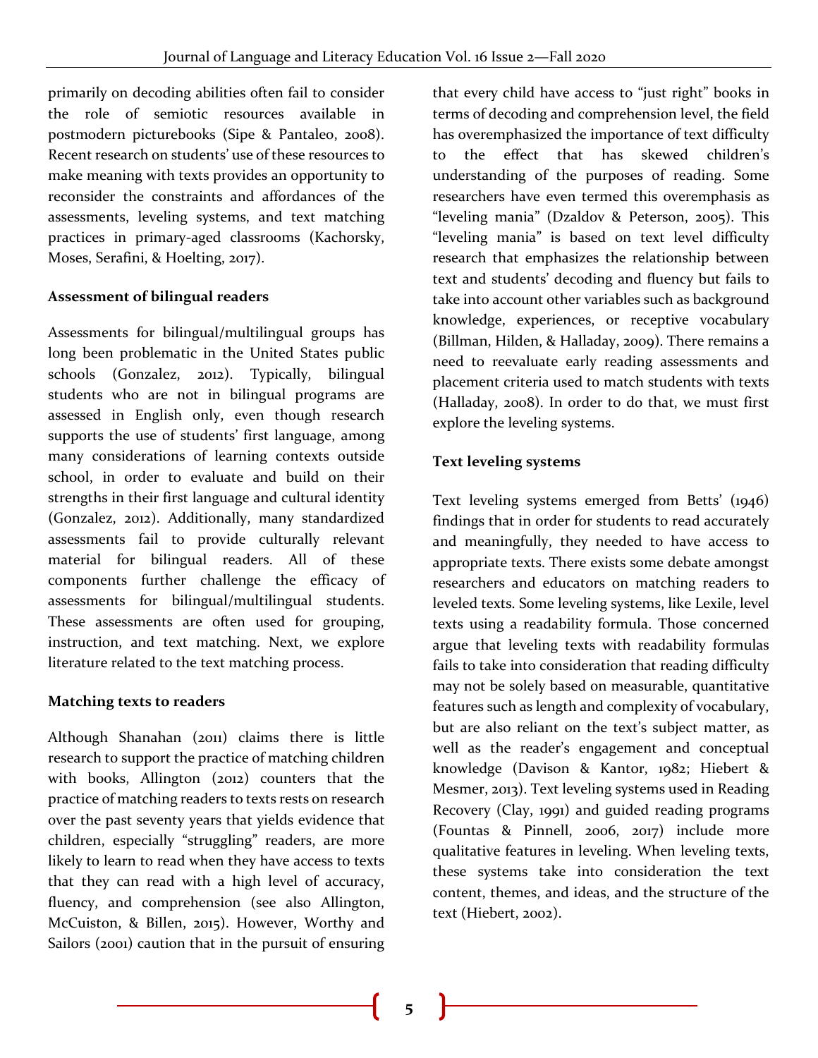primarily on decoding abilities often fail to consider the role of semiotic resources available in postmodern picturebooks (Sipe & Pantaleo, 2008). Recent research on students' use of these resources to make meaning with texts provides an opportunity to reconsider the constraints and affordances of the assessments, leveling systems, and text matching practices in primary-aged classrooms (Kachorsky, Moses, Serafini, & Hoelting, 2017).

**Assessment of bilingual readers**

Assessments for bilingual/multilingual groups has long been problematic in the United States public schools (Gonzalez, 2012). Typically, bilingual students who are not in bilingual programs are assessed in English only, even though research supports the use of students' first language, among many considerations of learning contexts outside school, in order to evaluate and build on their strengths in their first language and cultural identity (Gonzalez, 2012). Additionally, many standardized assessments fail to provide culturally relevant material for bilingual readers. All of these components further challenge the efficacy of assessments for bilingual/multilingual students. These assessments are often used for grouping, instruction, and text matching. Next, we explore literature related to the text matching process.

**Matching texts to readers**

Although Shanahan (2011) claims there is little research to support the practice of matching children with books, Allington (2012) counters that the practice of matching readers to texts rests on research over the past seventy years that yields evidence that children, especially "struggling" readers, are more likely to learn to read when they have access to texts that they can read with a high level of accuracy, fluency, and comprehension (see also Allington, McCuiston, & Billen, 2015). However, Worthy and Sailors (2001) caution that in the pursuit of ensuring that every child have access to "just right" books in terms of decoding and comprehension level, the field has overemphasized the importance of text difficulty to the effect that has skewed children's understanding of the purposes of reading. Some researchers have even termed this overemphasis as "leveling mania" (Dzaldov & Peterson, 2005). This "leveling mania" is based on text level difficulty research that emphasizes the relationship between text and students' decoding and fluency but fails to take into account other variables such as background knowledge, experiences, or receptive vocabulary (Billman, Hilden, & Halladay, 2009). There remains a need to reevaluate early reading assessments and placement criteria used to match students with texts (Halladay, 2008). In order to do that, we must first explore the leveling systems.

**Text leveling systems**

Text leveling systems emerged from Betts' (1946) findings that in order for students to read accurately and meaningfully, they needed to have access to appropriate texts. There exists some debate amongst researchers and educators on matching readers to leveled texts. Some leveling systems, like Lexile, level texts using a readability formula. Those concerned argue that leveling texts with readability formulas fails to take into consideration that reading difficulty may not be solely based on measurable, quantitative features such as length and complexity of vocabulary, but are also reliant on the text's subject matter, as well as the reader's engagement and conceptual knowledge (Davison & Kantor, 1982; Hiebert & Mesmer, 2013). Text leveling systems used in Reading Recovery (Clay, 1991) and guided reading programs (Fountas & Pinnell, 2006, 2017) include more qualitative features in leveling. When leveling texts, these systems take into consideration the text content, themes, and ideas, and the structure of the text (Hiebert, 2002).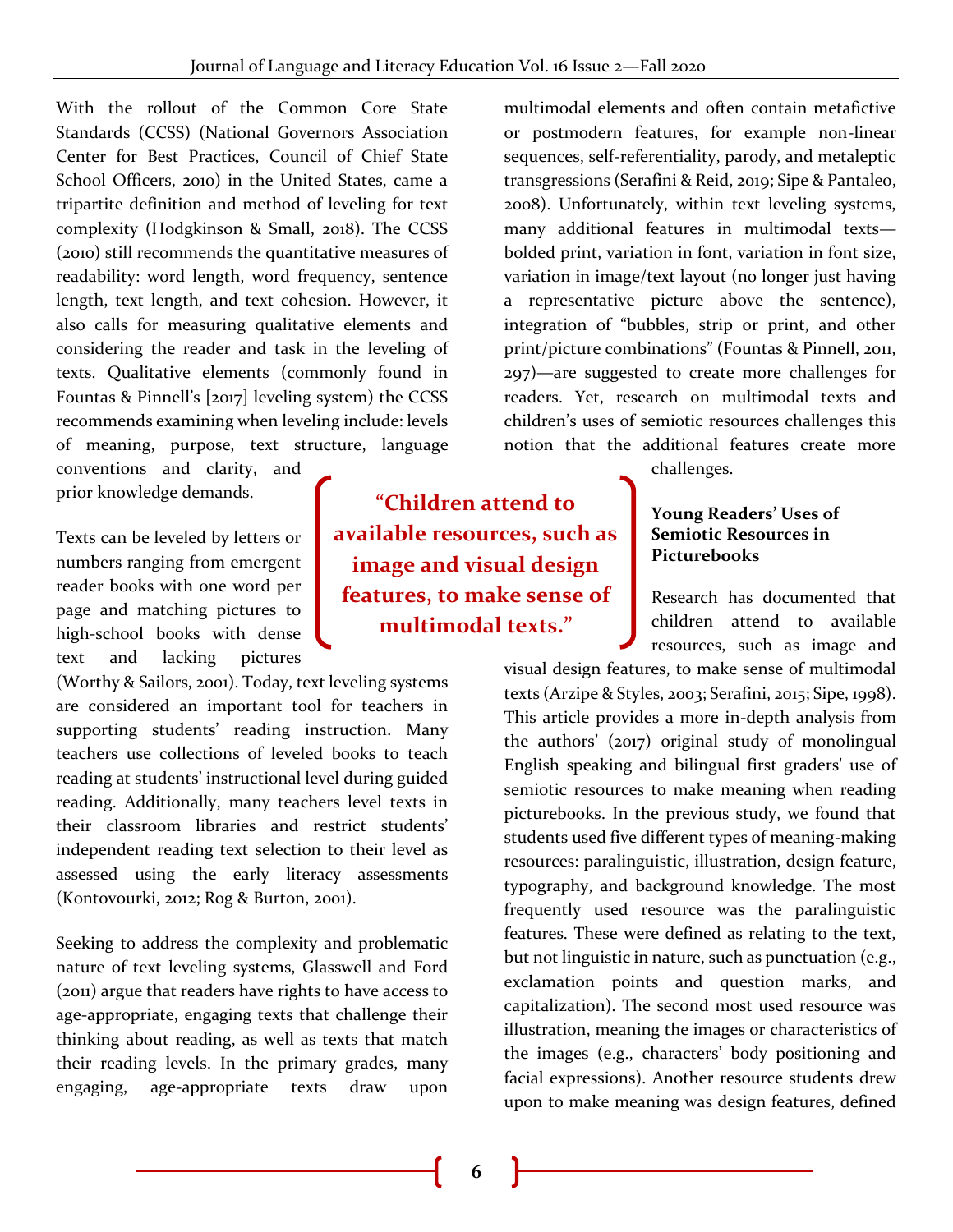With the rollout of the Common Core State Standards (CCSS) (National Governors Association Center for Best Practices, Council of Chief State School Officers, 2010) in the United States, came a tripartite definition and method of leveling for text complexity (Hodgkinson & Small, 2018). The CCSS (2010) still recommends the quantitative measures of readability: word length, word frequency, sentence length, text length, and text cohesion. However, it also calls for measuring qualitative elements and considering the reader and task in the leveling of texts. Qualitative elements (commonly found in Fountas & Pinnell's [2017] leveling system) the CCSS recommends examining when leveling include: levels of meaning, purpose, text structure, language conventions and clarity, and prior knowledge demands.

Texts can be leveled by letters or numbers ranging from emergent reader books with one word per page and matching pictures to high-school books with dense text and lacking pictures (Worthy & Sailors, 2001). Today, text leveling systems are considered an important tool for teachers in supporting students' reading instruction. Many teachers use collections of leveled books to teach reading at students' instructional level during guided reading. Additionally, many teachers level texts in their classroom libraries and restrict students' independent reading text selection to their level as assessed using the early literacy assessments (Kontovourki, 2012; Rog & Burton, 2001).

Seeking to address the complexity and problematic nature of text leveling systems, Glasswell and Ford (2011) argue that readers have rights to have access to age-appropriate, engaging texts that challenge their thinking about reading, as well as texts that match their reading levels. In the primary grades, many engaging, age-appropriate texts draw upon multimodal elements and often contain metafictive or postmodern features, for example non-linear sequences, self-referentiality, parody, and metaleptic transgressions (Serafini & Reid, 2019; Sipe & Pantaleo, 2008). Unfortunately, within text leveling systems, many additional features in multimodal texts—bolded print, variation in font, variation in font size, variation in image/text layout (no longer just having a representative picture above the sentence), integration of "bubbles, strip or print, and other print/picture combinations" (Fountas & Pinnell, 2011, 297)—are suggested to create more challenges for readers. Yet, research on multimodal texts and children's uses of semiotic resources challenges this notion that the additional features create more challenges.

> **"Children attend to available resources, such as image and visual design features, to make sense of multimodal texts."**

### Young Readers' Uses of Semiotic Resources in Picturebooks

Research has documented that children attend to available resources, such as image and visual design features, to make sense of multimodal texts (Arzipe & Styles, 2003; Serafini, 2015; Sipe, 1998). This article provides a more in-depth analysis from the authors' (2017) original study of monolingual English speaking and bilingual first graders' use of semiotic resources to make meaning when reading picturebooks. In the previous study, we found that students used five different types of meaning-making resources: paralinguistic, illustration, design feature, typography, and background knowledge. The most frequently used resource was the paralinguistic features. These were defined as relating to the text, but not linguistic in nature, such as punctuation (e.g., exclamation points and question marks, and capitalization). The second most used resource was illustration, meaning the images or characteristics of the images (e.g., characters' body positioning and facial expressions). Another resource students drew upon to make meaning was design features, defined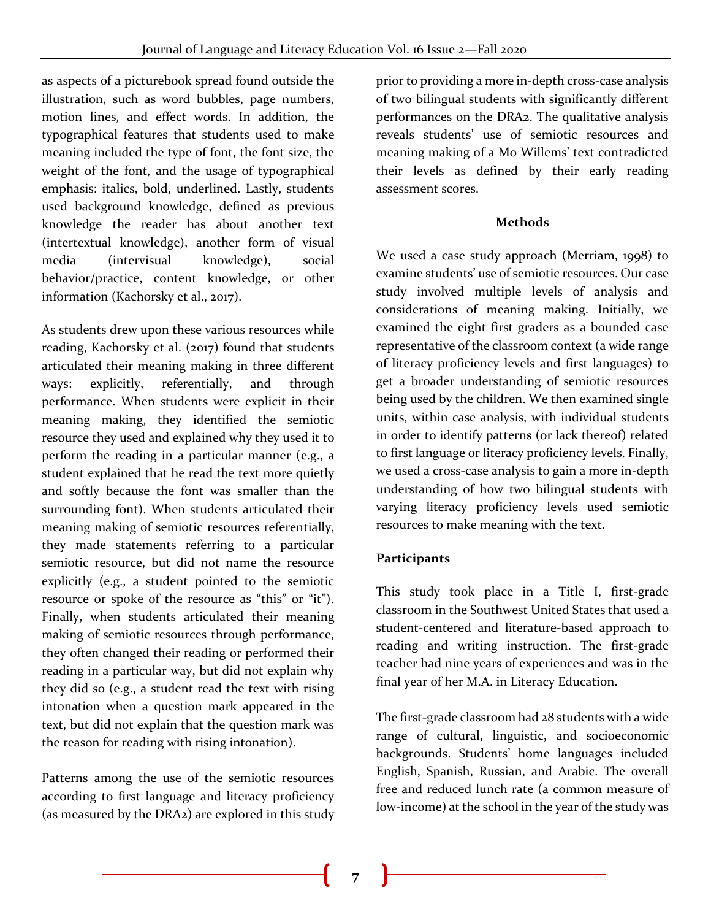as aspects of a picturebook spread found outside the illustration, such as word bubbles, page numbers, motion lines, and effect words. In addition, the typographical features that students used to make meaning included the type of font, the font size, the weight of the font, and the usage of typographical emphasis: italics, bold, underlined. Lastly, students used background knowledge, defined as previous knowledge the reader has about another text (intertextual knowledge), another form of visual media (intervisual knowledge), social behavior/practice, content knowledge, or other information (Kachorsky et al., 2017).

As students drew upon these various resources while reading, Kachorsky et al. (2017) found that students articulated their meaning making in three different ways: explicitly, referentially, and through performance. When students were explicit in their meaning making, they identified the semiotic resource they used and explained why they used it to perform the reading in a particular manner (e.g., a student explained that he read the text more quietly and softly because the font was smaller than the surrounding font). When students articulated their meaning making of semiotic resources referentially, they made statements referring to a particular semiotic resource, but did not name the resource explicitly (e.g., a student pointed to the semiotic resource or spoke of the resource as "this" or "it"). Finally, when students articulated their meaning making of semiotic resources through performance, they often changed their reading or performed their reading in a particular way, but did not explain why they did so (e.g., a student read the text with rising intonation when a question mark appeared in the text, but did not explain that the question mark was the reason for reading with rising intonation).

Patterns among the use of the semiotic resources according to first language and literacy proficiency (as measured by the DRA2) are explored in this study prior to providing a more in-depth cross-case analysis of two bilingual students with significantly different performances on the DRA2. The qualitative analysis reveals students' use of semiotic resources and meaning making of a Mo Willems' text contradicted their levels as defined by their early reading assessment scores.

## Methods

We used a case study approach (Merriam, 1998) to examine students' use of semiotic resources. Our case study involved multiple levels of analysis and considerations of meaning making. Initially, we examined the eight first graders as a bounded case representative of the classroom context (a wide range of literacy proficiency levels and first languages) to get a broader understanding of semiotic resources being used by the children. We then examined single units, within case analysis, with individual students in order to identify patterns (or lack thereof) related to first language or literacy proficiency levels. Finally, we used a cross-case analysis to gain a more in-depth understanding of how two bilingual students with varying literacy proficiency levels used semiotic resources to make meaning with the text.

### Participants

This study took place in a Title I, first-grade classroom in the Southwest United States that used a student-centered and literature-based approach to reading and writing instruction. The first-grade teacher had nine years of experiences and was in the final year of her M.A. in Literacy Education.

The first-grade classroom had 28 students with a wide range of cultural, linguistic, and socioeconomic backgrounds. Students' home languages included English, Spanish, Russian, and Arabic. The overall free and reduced lunch rate (a common measure of low-income) at the school in the year of the study was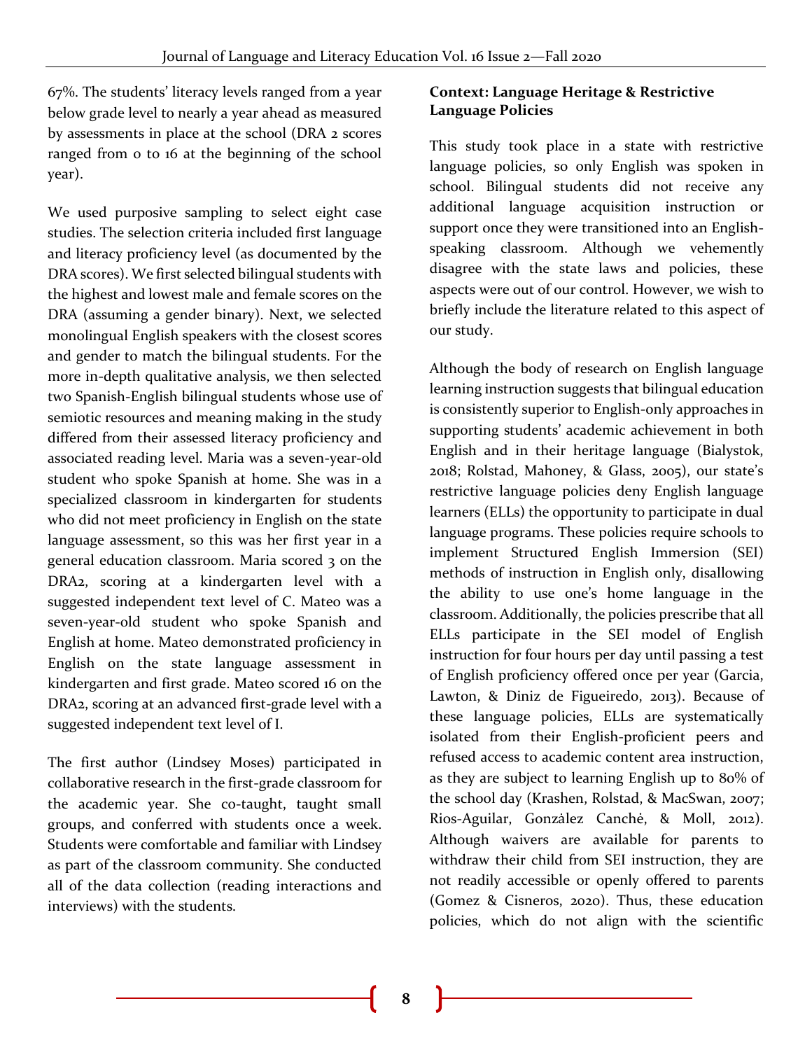67%. The students' literacy levels ranged from a year below grade level to nearly a year ahead as measured by assessments in place at the school (DRA 2 scores ranged from 0 to 16 at the beginning of the school year).

We used purposive sampling to select eight case studies. The selection criteria included first language and literacy proficiency level (as documented by the DRA scores). We first selected bilingual students with the highest and lowest male and female scores on the DRA (assuming a gender binary). Next, we selected monolingual English speakers with the closest scores and gender to match the bilingual students. For the more in-depth qualitative analysis, we then selected two Spanish-English bilingual students whose use of semiotic resources and meaning making in the study differed from their assessed literacy proficiency and associated reading level. Maria was a seven-year-old student who spoke Spanish at home. She was in a specialized classroom in kindergarten for students who did not meet proficiency in English on the state language assessment, so this was her first year in a general education classroom. Maria scored 3 on the DRA2, scoring at a kindergarten level with a suggested independent text level of C. Mateo was a seven-year-old student who spoke Spanish and English at home. Mateo demonstrated proficiency in English on the state language assessment in kindergarten and first grade. Mateo scored 16 on the DRA2, scoring at an advanced first-grade level with a suggested independent text level of I.

The first author (Lindsey Moses) participated in collaborative research in the first-grade classroom for the academic year. She co-taught, taught small groups, and conferred with students once a week. Students were comfortable and familiar with Lindsey as part of the classroom community. She conducted all of the data collection (reading interactions and interviews) with the students.

**Context: Language Heritage & Restrictive Language Policies**

This study took place in a state with restrictive language policies, so only English was spoken in school. Bilingual students did not receive any additional language acquisition instruction or support once they were transitioned into an English-speaking classroom. Although we vehemently disagree with the state laws and policies, these aspects were out of our control. However, we wish to briefly include the literature related to this aspect of our study.

Although the body of research on English language learning instruction suggests that bilingual education is consistently superior to English-only approaches in supporting students' academic achievement in both English and in their heritage language (Bialystok, 2018; Rolstad, Mahoney, & Glass, 2005), our state's restrictive language policies deny English language learners (ELLs) the opportunity to participate in dual language programs. These policies require schools to implement Structured English Immersion (SEI) methods of instruction in English only, disallowing the ability to use one's home language in the classroom. Additionally, the policies prescribe that all ELLs participate in the SEI model of English instruction for four hours per day until passing a test of English proficiency offered once per year (Garcia, Lawton, & Diniz de Figueiredo, 2013). Because of these language policies, ELLs are systematically isolated from their English-proficient peers and refused access to academic content area instruction, as they are subject to learning English up to 80% of the school day (Krashen, Rolstad, & MacSwan, 2007; Rios-Aguilar, González Canché, & Moll, 2012). Although waivers are available for parents to withdraw their child from SEI instruction, they are not readily accessible or openly offered to parents (Gomez & Cisneros, 2020). Thus, these education policies, which do not align with the scientific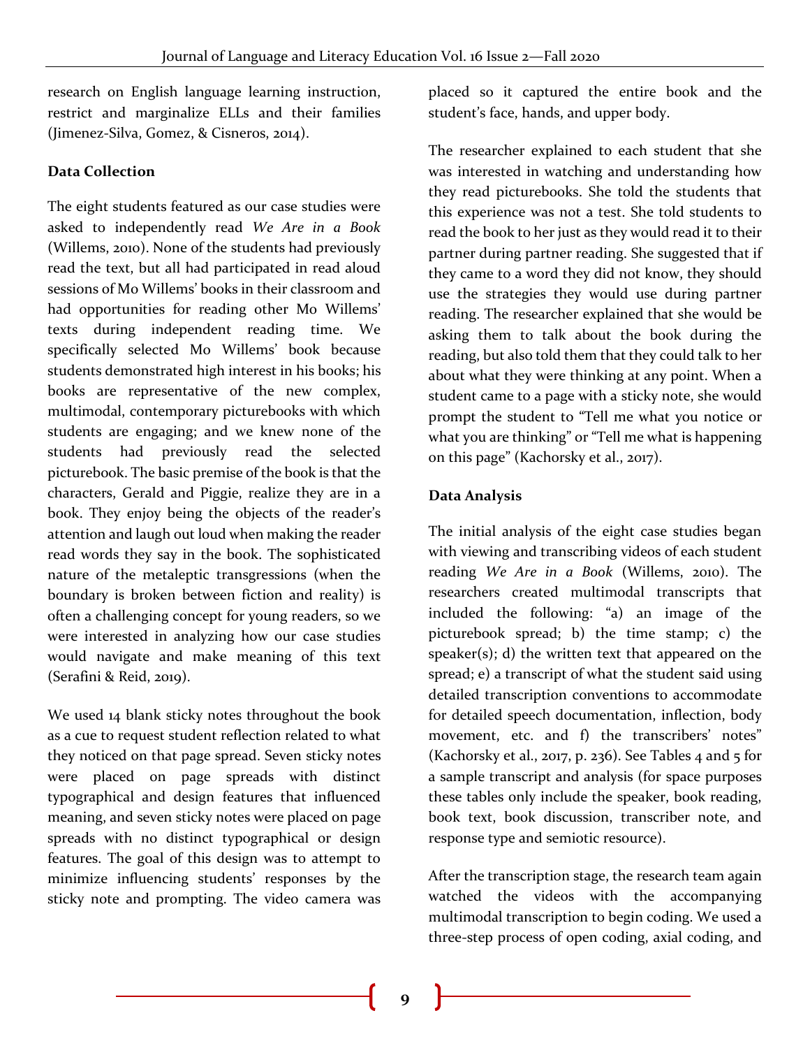research on English language learning instruction, restrict and marginalize ELLs and their families (Jimenez-Silva, Gomez, & Cisneros, 2014).

### Data Collection

The eight students featured as our case studies were asked to independently read *We Are in a Book* (Willems, 2010). None of the students had previously read the text, but all had participated in read aloud sessions of Mo Willems' books in their classroom and had opportunities for reading other Mo Willems' texts during independent reading time. We specifically selected Mo Willems' book because students demonstrated high interest in his books; his books are representative of the new complex, multimodal, contemporary picturebooks with which students are engaging; and we knew none of the students had previously read the selected picturebook. The basic premise of the book is that the characters, Gerald and Piggie, realize they are in a book. They enjoy being the objects of the reader's attention and laugh out loud when making the reader read words they say in the book. The sophisticated nature of the metaleptic transgressions (when the boundary is broken between fiction and reality) is often a challenging concept for young readers, so we were interested in analyzing how our case studies would navigate and make meaning of this text (Serafini & Reid, 2019).

We used 14 blank sticky notes throughout the book as a cue to request student reflection related to what they noticed on that page spread. Seven sticky notes were placed on page spreads with distinct typographical and design features that influenced meaning, and seven sticky notes were placed on page spreads with no distinct typographical or design features. The goal of this design was to attempt to minimize influencing students' responses by the sticky note and prompting. The video camera was placed so it captured the entire book and the student's face, hands, and upper body.

The researcher explained to each student that she was interested in watching and understanding how they read picturebooks. She told the students that this experience was not a test. She told students to read the book to her just as they would read it to their partner during partner reading. She suggested that if they came to a word they did not know, they should use the strategies they would use during partner reading. The researcher explained that she would be asking them to talk about the book during the reading, but also told them that they could talk to her about what they were thinking at any point. When a student came to a page with a sticky note, she would prompt the student to "Tell me what you notice or what you are thinking" or "Tell me what is happening on this page" (Kachorsky et al., 2017).

### Data Analysis

The initial analysis of the eight case studies began with viewing and transcribing videos of each student reading *We Are in a Book* (Willems, 2010). The researchers created multimodal transcripts that included the following: "a) an image of the picturebook spread; b) the time stamp; c) the speaker(s); d) the written text that appeared on the spread; e) a transcript of what the student said using detailed transcription conventions to accommodate for detailed speech documentation, inflection, body movement, etc. and f) the transcribers' notes" (Kachorsky et al., 2017, p. 236). See Tables 4 and 5 for a sample transcript and analysis (for space purposes these tables only include the speaker, book reading, book text, book discussion, transcriber note, and response type and semiotic resource).

After the transcription stage, the research team again watched the videos with the accompanying multimodal transcription to begin coding. We used a three-step process of open coding, axial coding, and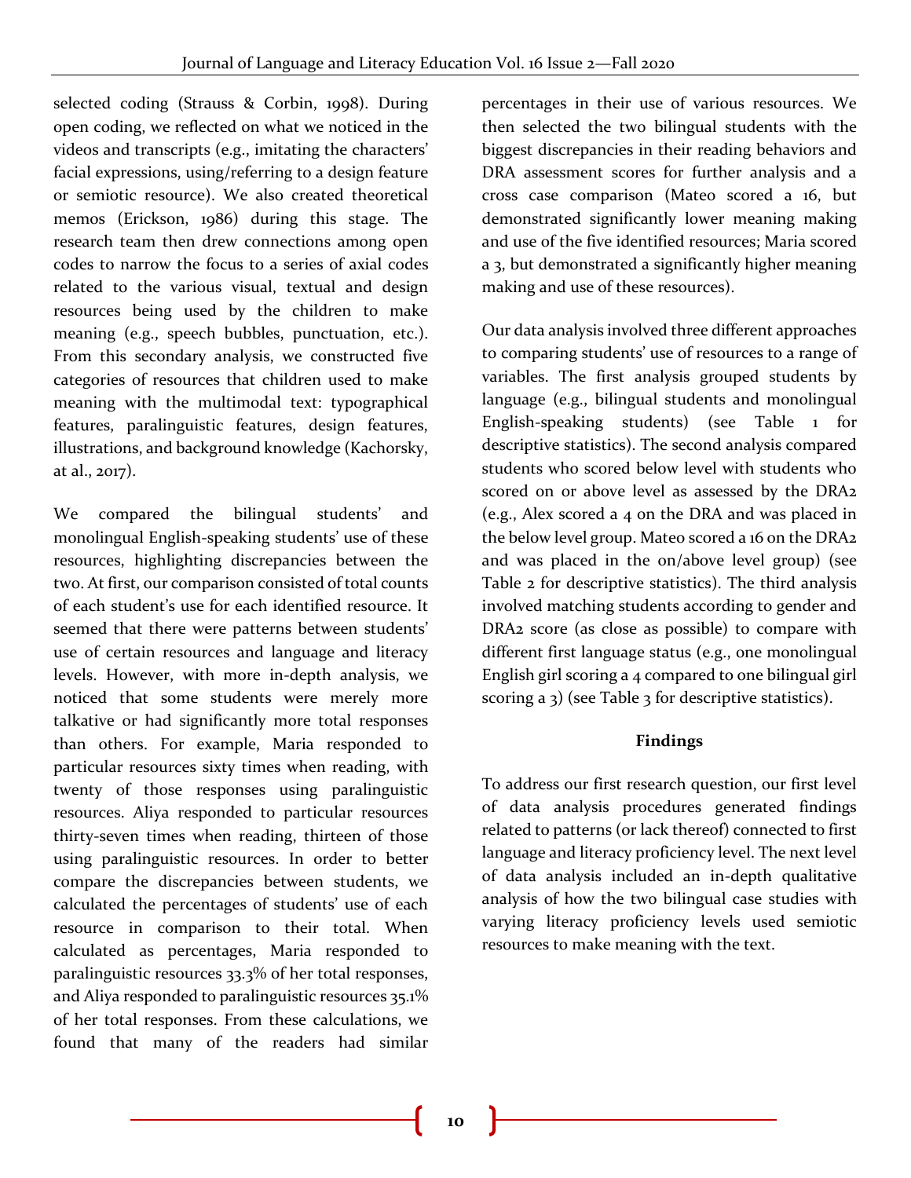selected coding (Strauss & Corbin, 1998). During open coding, we reflected on what we noticed in the videos and transcripts (e.g., imitating the characters' facial expressions, using/referring to a design feature or semiotic resource). We also created theoretical memos (Erickson, 1986) during this stage. The research team then drew connections among open codes to narrow the focus to a series of axial codes related to the various visual, textual and design resources being used by the children to make meaning (e.g., speech bubbles, punctuation, etc.). From this secondary analysis, we constructed five categories of resources that children used to make meaning with the multimodal text: typographical features, paralinguistic features, design features, illustrations, and background knowledge (Kachorsky, at al., 2017).

We compared the bilingual students' and monolingual English-speaking students' use of these resources, highlighting discrepancies between the two. At first, our comparison consisted of total counts of each student's use for each identified resource. It seemed that there were patterns between students' use of certain resources and language and literacy levels. However, with more in-depth analysis, we noticed that some students were merely more talkative or had significantly more total responses than others. For example, Maria responded to particular resources sixty times when reading, with twenty of those responses using paralinguistic resources. Aliya responded to particular resources thirty-seven times when reading, thirteen of those using paralinguistic resources. In order to better compare the discrepancies between students, we calculated the percentages of students' use of each resource in comparison to their total. When calculated as percentages, Maria responded to paralinguistic resources 33.3% of her total responses, and Aliya responded to paralinguistic resources 35.1% of her total responses. From these calculations, we found that many of the readers had similar percentages in their use of various resources. We then selected the two bilingual students with the biggest discrepancies in their reading behaviors and DRA assessment scores for further analysis and a cross case comparison (Mateo scored a 16, but demonstrated significantly lower meaning making and use of the five identified resources; Maria scored a 3, but demonstrated a significantly higher meaning making and use of these resources).

Our data analysis involved three different approaches to comparing students' use of resources to a range of variables. The first analysis grouped students by language (e.g., bilingual students and monolingual English-speaking students) (see Table 1 for descriptive statistics). The second analysis compared students who scored below level with students who scored on or above level as assessed by the DRA2 (e.g., Alex scored a 4 on the DRA and was placed in the below level group. Mateo scored a 16 on the DRA2 and was placed in the on/above level group) (see Table 2 for descriptive statistics). The third analysis involved matching students according to gender and DRA2 score (as close as possible) to compare with different first language status (e.g., one monolingual English girl scoring a 4 compared to one bilingual girl scoring a 3) (see Table 3 for descriptive statistics).

## Findings

To address our first research question, our first level of data analysis procedures generated findings related to patterns (or lack thereof) connected to first language and literacy proficiency level. The next level of data analysis included an in-depth qualitative analysis of how the two bilingual case studies with varying literacy proficiency levels used semiotic resources to make meaning with the text.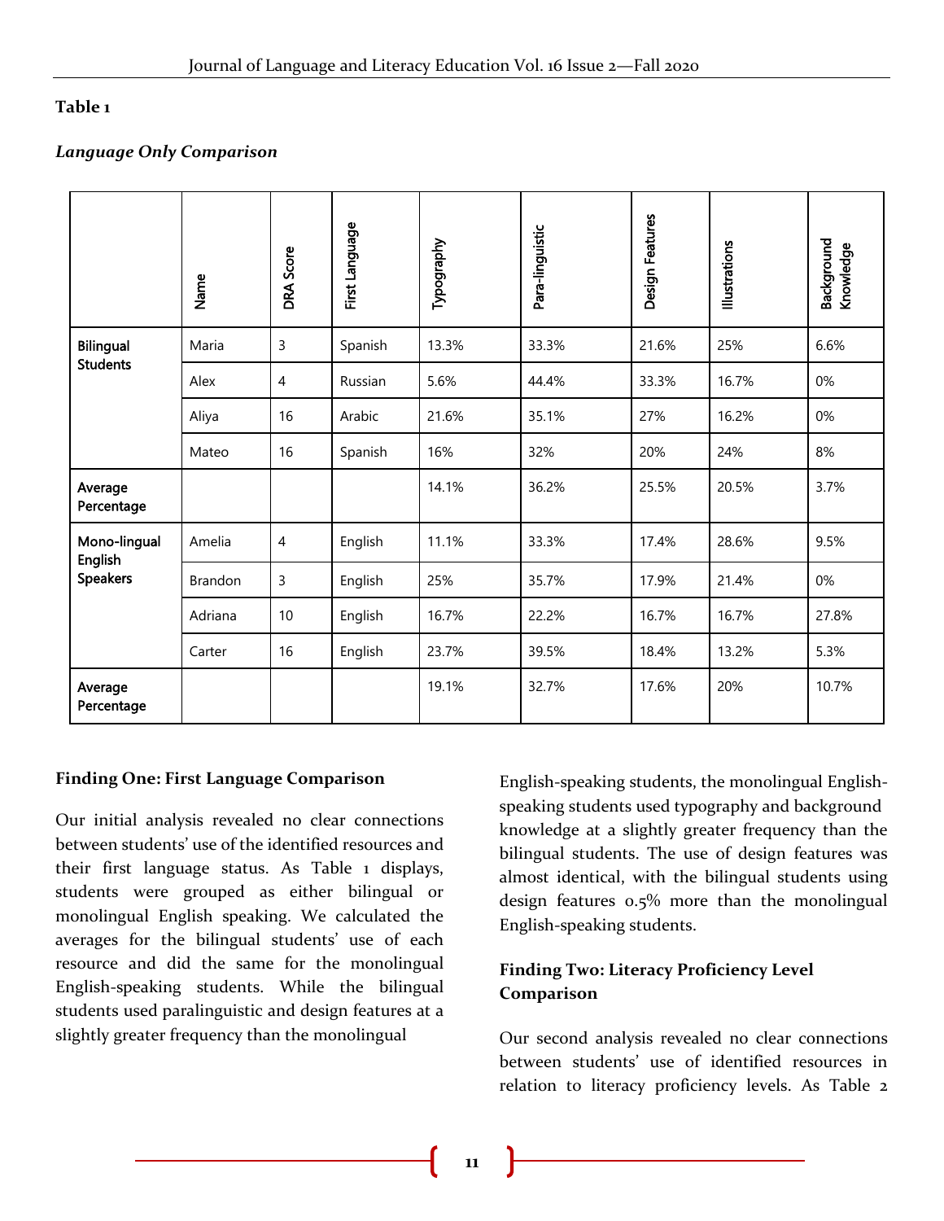**Table 1**

***Language Only Comparison***

| | Name | DRA Score | First Language | Typography | Para-linguistic | Design Features | Illustrations | Background Knowledge |
|---|---|---|---|---|---|---|---|---|
| **Bilingual Students** | Maria | 3 | Spanish | 13.3% | 33.3% | 21.6% | 25% | 6.6% |
| | Alex | 4 | Russian | 5.6% | 44.4% | 33.3% | 16.7% | 0% |
| | Aliya | 16 | Arabic | 21.6% | 35.1% | 27% | 16.2% | 0% |
| | Mateo | 16 | Spanish | 16% | 32% | 20% | 24% | 8% |
| **Average Percentage** | | | | 14.1% | 36.2% | 25.5% | 20.5% | 3.7% |
| **Mono-lingual English Speakers** | Amelia | 4 | English | 11.1% | 33.3% | 17.4% | 28.6% | 9.5% |
| | Brandon | 3 | English | 25% | 35.7% | 17.9% | 21.4% | 0% |
| | Adriana | 10 | English | 16.7% | 22.2% | 16.7% | 16.7% | 27.8% |
| | Carter | 16 | English | 23.7% | 39.5% | 18.4% | 13.2% | 5.3% |
| **Average Percentage** | | | | 19.1% | 32.7% | 17.6% | 20% | 10.7% |

### Finding One: First Language Comparison

Our initial analysis revealed no clear connections between students' use of the identified resources and their first language status. As Table 1 displays, students were grouped as either bilingual or monolingual English speaking. We calculated the averages for the bilingual students' use of each resource and did the same for the monolingual English-speaking students. While the bilingual students used paralinguistic and design features at a slightly greater frequency than the monolingual English-speaking students, the monolingual English-speaking students used typography and background knowledge at a slightly greater frequency than the bilingual students. The use of design features was almost identical, with the bilingual students using design features 0.5% more than the monolingual English-speaking students.

### Finding Two: Literacy Proficiency Level Comparison

Our second analysis revealed no clear connections between students' use of identified resources in relation to literacy proficiency levels. As Table 2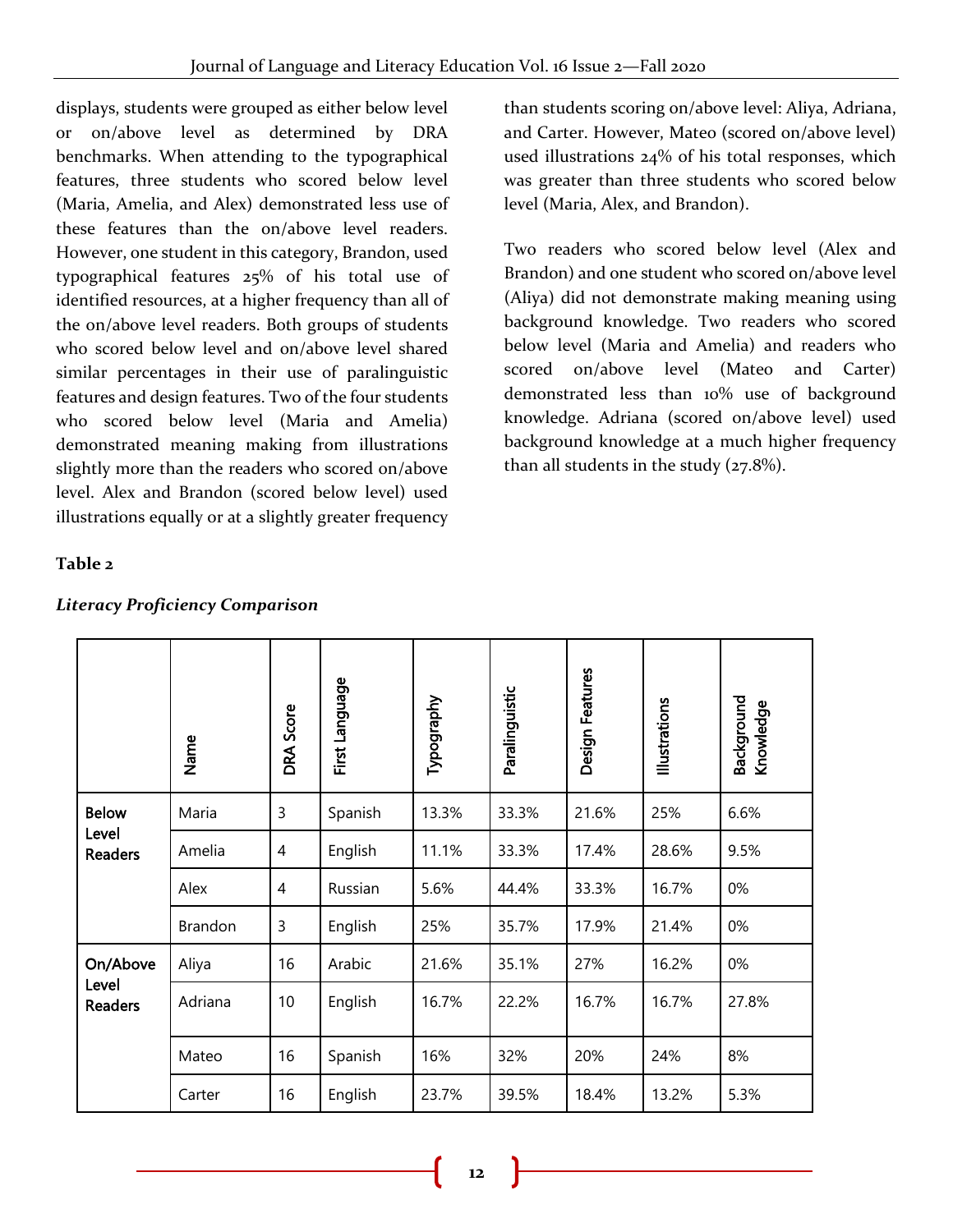displays, students were grouped as either below level or on/above level as determined by DRA benchmarks. When attending to the typographical features, three students who scored below level (Maria, Amelia, and Alex) demonstrated less use of these features than the on/above level readers. However, one student in this category, Brandon, used typographical features 25% of his total use of identified resources, at a higher frequency than all of the on/above level readers. Both groups of students who scored below level and on/above level shared similar percentages in their use of paralinguistic features and design features. Two of the four students who scored below level (Maria and Amelia) demonstrated meaning making from illustrations slightly more than the readers who scored on/above level. Alex and Brandon (scored below level) used illustrations equally or at a slightly greater frequency than students scoring on/above level: Aliya, Adriana, and Carter. However, Mateo (scored on/above level) used illustrations 24% of his total responses, which was greater than three students who scored below level (Maria, Alex, and Brandon).

Two readers who scored below level (Alex and Brandon) and one student who scored on/above level (Aliya) did not demonstrate making meaning using background knowledge. Two readers who scored below level (Maria and Amelia) and readers who scored on/above level (Mateo and Carter) demonstrated less than 10% use of background knowledge. Adriana (scored on/above level) used background knowledge at a much higher frequency than all students in the study (27.8%).

**Table 2**

***Literacy Proficiency Comparison***

| | Name | DRA Score | First Language | Typography | Paralinguistic | Design Features | Illustrations | Background Knowledge |
|---|---|---|---|---|---|---|---|---|
| **Below Level Readers** | Maria | 3 | Spanish | 13.3% | 33.3% | 21.6% | 25% | 6.6% |
| | Amelia | 4 | English | 11.1% | 33.3% | 17.4% | 28.6% | 9.5% |
| | Alex | 4 | Russian | 5.6% | 44.4% | 33.3% | 16.7% | 0% |
| | Brandon | 3 | English | 25% | 35.7% | 17.9% | 21.4% | 0% |
| **On/Above Level Readers** | Aliya | 16 | Arabic | 21.6% | 35.1% | 27% | 16.2% | 0% |
| | Adriana | 10 | English | 16.7% | 22.2% | 16.7% | 16.7% | 27.8% |
| | Mateo | 16 | Spanish | 16% | 32% | 20% | 24% | 8% |
| | Carter | 16 | English | 23.7% | 39.5% | 18.4% | 13.2% | 5.3% |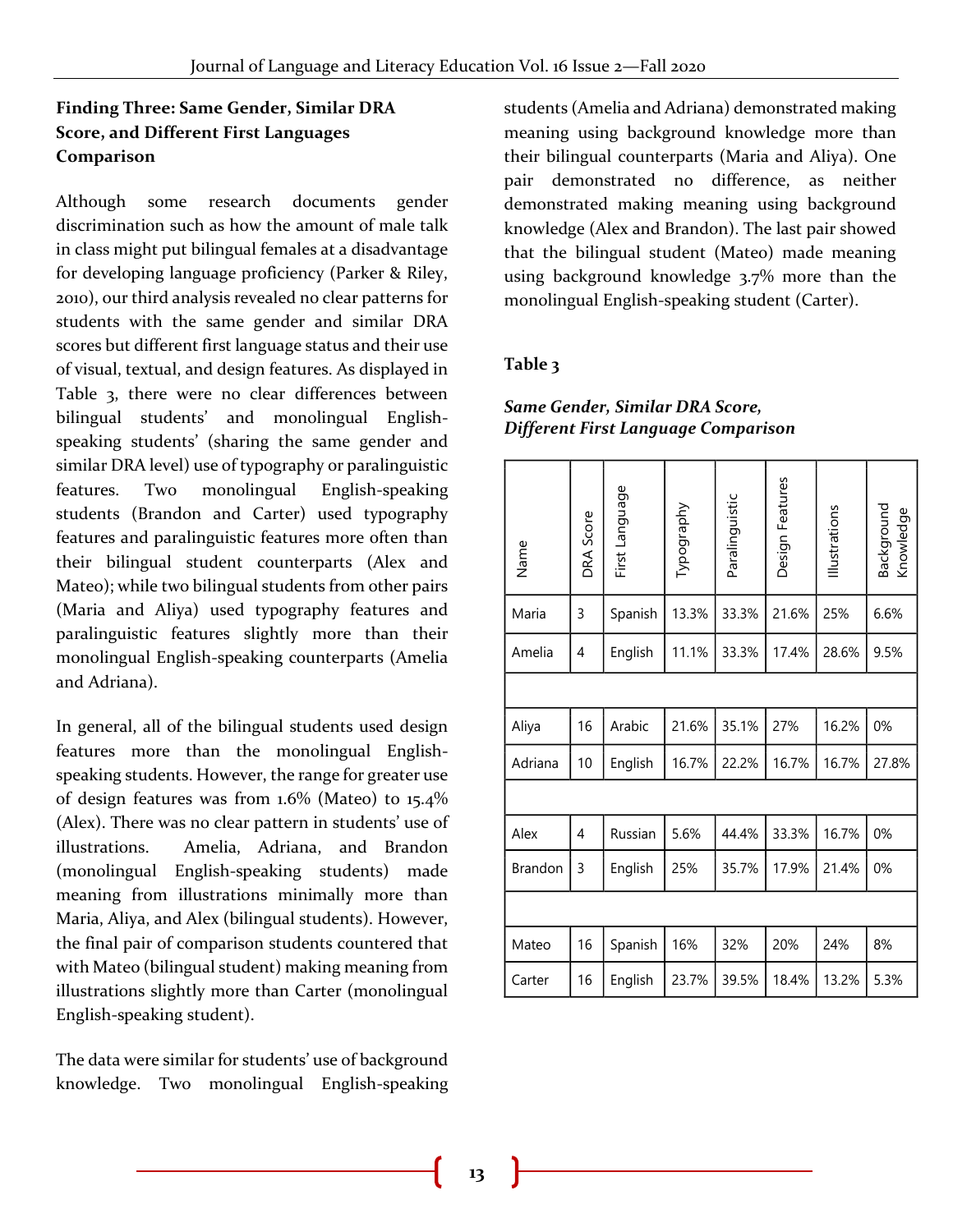### Finding Three: Same Gender, Similar DRA Score, and Different First Languages Comparison

Although some research documents gender discrimination such as how the amount of male talk in class might put bilingual females at a disadvantage for developing language proficiency (Parker & Riley, 2010), our third analysis revealed no clear patterns for students with the same gender and similar DRA scores but different first language status and their use of visual, textual, and design features. As displayed in Table 3, there were no clear differences between bilingual students' and monolingual English-speaking students' (sharing the same gender and similar DRA level) use of typography or paralinguistic features. Two monolingual English-speaking students (Brandon and Carter) used typography features and paralinguistic features more often than their bilingual student counterparts (Alex and Mateo); while two bilingual students from other pairs (Maria and Aliya) used typography features and paralinguistic features slightly more than their monolingual English-speaking counterparts (Amelia and Adriana).

In general, all of the bilingual students used design features more than the monolingual English-speaking students. However, the range for greater use of design features was from 1.6% (Mateo) to 15.4% (Alex). There was no clear pattern in students' use of illustrations. Amelia, Adriana, and Brandon (monolingual English-speaking students) made meaning from illustrations minimally more than Maria, Aliya, and Alex (bilingual students). However, the final pair of comparison students countered that with Mateo (bilingual student) making meaning from illustrations slightly more than Carter (monolingual English-speaking student).

The data were similar for students' use of background knowledge. Two monolingual English-speaking students (Amelia and Adriana) demonstrated making meaning using background knowledge more than their bilingual counterparts (Maria and Aliya). One pair demonstrated no difference, as neither demonstrated making meaning using background knowledge (Alex and Brandon). The last pair showed that the bilingual student (Mateo) made meaning using background knowledge 3.7% more than the monolingual English-speaking student (Carter).

**Table 3**

***Same Gender, Similar DRA Score, Different First Language Comparison***

| Name | DRA Score | First Language | Typography | Paralinguistic | Design Features | Illustrations | Background Knowledge |
|---|---|---|---|---|---|---|---|
| Maria | 3 | Spanish | 13.3% | 33.3% | 21.6% | 25% | 6.6% |
| Amelia | 4 | English | 11.1% | 33.3% | 17.4% | 28.6% | 9.5% |
| | | | | | | | |
| Aliya | 16 | Arabic | 21.6% | 35.1% | 27% | 16.2% | 0% |
| Adriana | 10 | English | 16.7% | 22.2% | 16.7% | 16.7% | 27.8% |
| | | | | | | | |
| Alex | 4 | Russian | 5.6% | 44.4% | 33.3% | 16.7% | 0% |
| Brandon | 3 | English | 25% | 35.7% | 17.9% | 21.4% | 0% |
| | | | | | | | |
| Mateo | 16 | Spanish | 16% | 32% | 20% | 24% | 8% |
| Carter | 16 | English | 23.7% | 39.5% | 18.4% | 13.2% | 5.3% |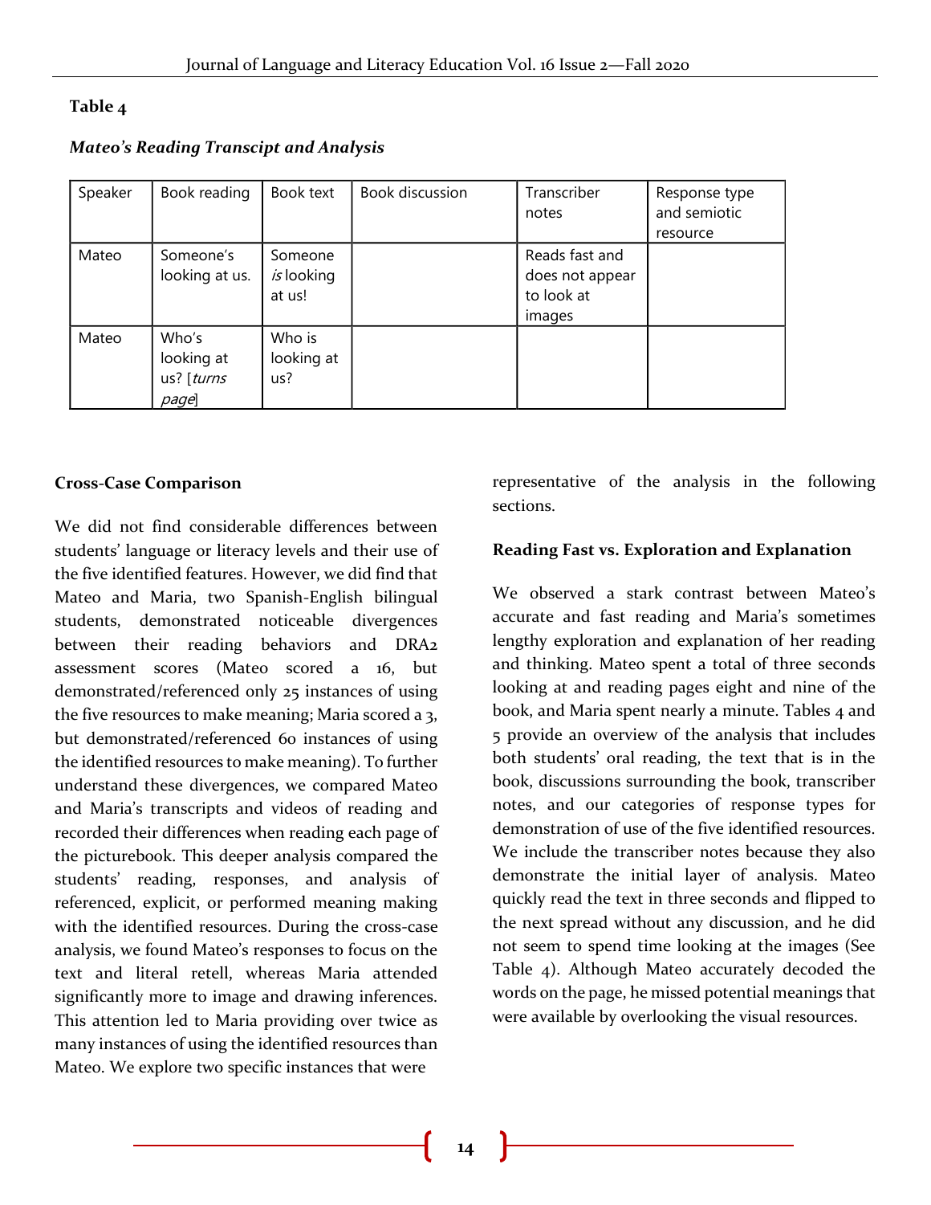**Table 4**

***Mateo's Reading Transcipt and Analysis***

| Speaker | Book reading | Book text | Book discussion | Transcriber notes | Response type and semiotic resource |
|---|---|---|---|---|---|
| Mateo | Someone's looking at us. | Someone *is* looking at us! | | Reads fast and does not appear to look at images | |
| Mateo | Who's looking at us? [*turns page*] | Who is looking at us? | | | |

**Cross-Case Comparison**

We did not find considerable differences between students' language or literacy levels and their use of the five identified features. However, we did find that Mateo and Maria, two Spanish-English bilingual students, demonstrated noticeable divergences between their reading behaviors and DRA2 assessment scores (Mateo scored a 16, but demonstrated/referenced only 25 instances of using the five resources to make meaning; Maria scored a 3, but demonstrated/referenced 60 instances of using the identified resources to make meaning). To further understand these divergences, we compared Mateo and Maria's transcripts and videos of reading and recorded their differences when reading each page of the picturebook. This deeper analysis compared the students' reading, responses, and analysis of referenced, explicit, or performed meaning making with the identified resources. During the cross-case analysis, we found Mateo's responses to focus on the text and literal retell, whereas Maria attended significantly more to image and drawing inferences. This attention led to Maria providing over twice as many instances of using the identified resources than Mateo. We explore two specific instances that were representative of the analysis in the following sections.

**Reading Fast vs. Exploration and Explanation**

We observed a stark contrast between Mateo's accurate and fast reading and Maria's sometimes lengthy exploration and explanation of her reading and thinking. Mateo spent a total of three seconds looking at and reading pages eight and nine of the book, and Maria spent nearly a minute. Tables 4 and 5 provide an overview of the analysis that includes both students' oral reading, the text that is in the book, discussions surrounding the book, transcriber notes, and our categories of response types for demonstration of use of the five identified resources. We include the transcriber notes because they also demonstrate the initial layer of analysis. Mateo quickly read the text in three seconds and flipped to the next spread without any discussion, and he did not seem to spend time looking at the images (See Table 4). Although Mateo accurately decoded the words on the page, he missed potential meanings that were available by overlooking the visual resources.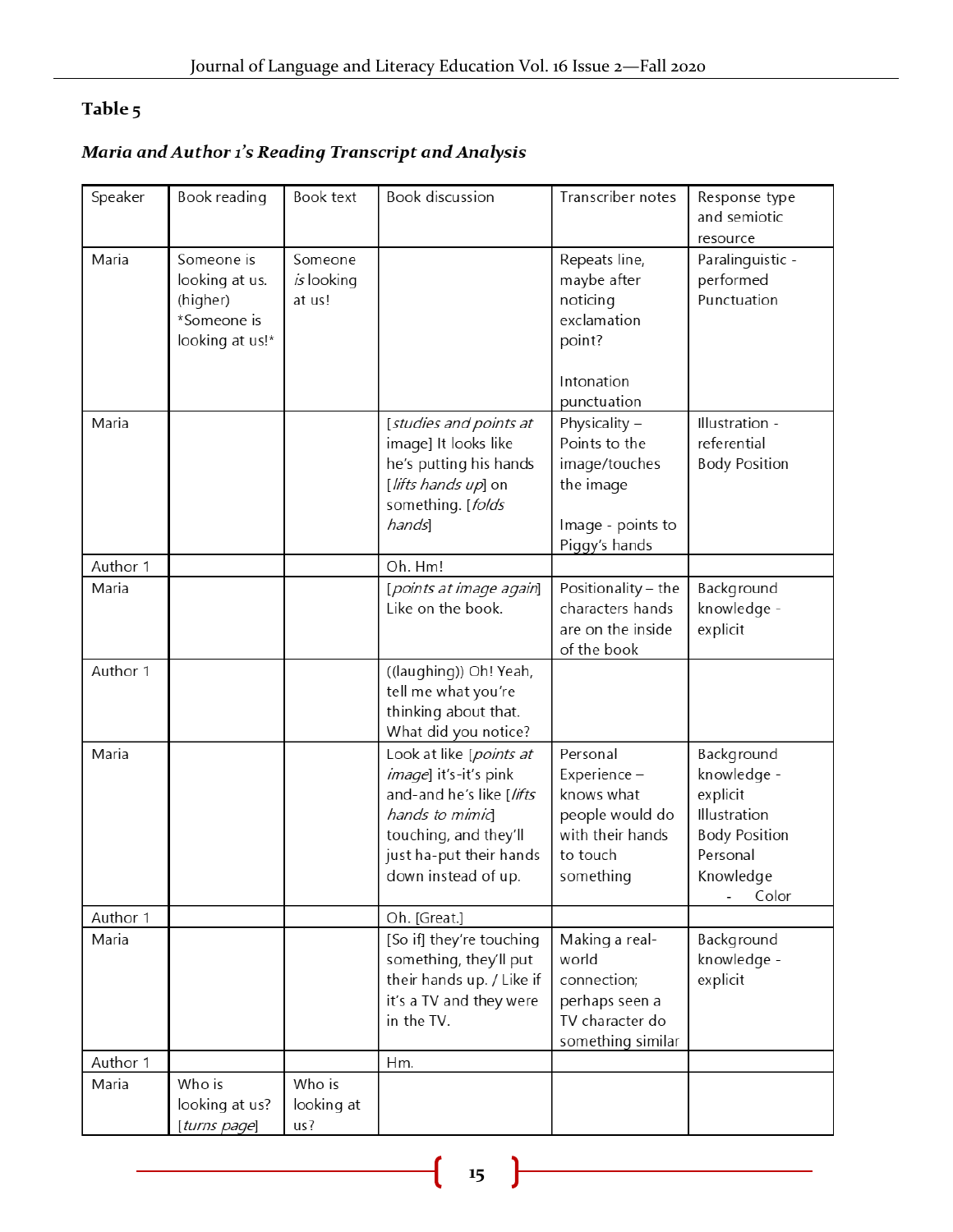**Table 5**

***Maria and Author 1's Reading Transcript and Analysis***

| Speaker | Book reading | Book text | Book discussion | Transcriber notes | Response type and semiotic resource |
|---|---|---|---|---|---|
| Maria | Someone is looking at us. (higher) *Someone is looking at us!* | Someone *is* looking at us! | | Repeats line, maybe after noticing exclamation point?<br><br>Intonation punctuation | Paralinguistic - performed Punctuation |
| Maria | | | [*studies and points at* image] It looks like he's putting his hands [*lifts hands up*] on something. [*folds hands*] | Physicality – Points to the image/touches the image<br><br>Image - points to Piggy's hands | Illustration - referential Body Position |
| Author 1 | | | Oh. Hm! | | |
| Maria | | | [*points at image again*] Like on the book. | Positionality – the characters hands are on the inside of the book | Background knowledge - explicit |
| Author 1 | | | ((laughing)) Oh! Yeah, tell me what you're thinking about that. What did you notice? | | |
| Maria | | | Look at like [*points at image*] it's-it's pink and-and he's like [*lifts hands to mimic*] touching, and they'll just ha-put their hands down instead of up. | Personal Experience – knows what people would do with their hands to touch something | Background knowledge - explicit Illustration Body Position Personal Knowledge - Color |
| Author 1 | | | Oh. [Great.] | | |
| Maria | | | [So if] they're touching something, they'll put their hands up. / Like if it's a TV and they were in the TV. | Making a real-world connection; perhaps seen a TV character do something similar | Background knowledge - explicit |
| Author 1 | | | Hm. | | |
| Maria | Who is looking at us? [*turns page*] | Who is looking at us? | | | |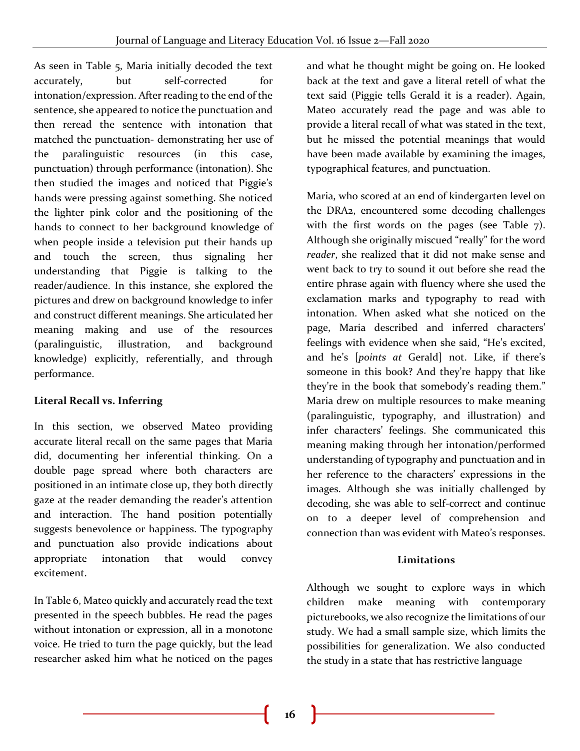As seen in Table 5, Maria initially decoded the text accurately, but self-corrected for intonation/expression. After reading to the end of the sentence, she appeared to notice the punctuation and then reread the sentence with intonation that matched the punctuation- demonstrating her use of the paralinguistic resources (in this case, punctuation) through performance (intonation). She then studied the images and noticed that Piggie's hands were pressing against something. She noticed the lighter pink color and the positioning of the hands to connect to her background knowledge of when people inside a television put their hands up and touch the screen, thus signaling her understanding that Piggie is talking to the reader/audience. In this instance, she explored the pictures and drew on background knowledge to infer and construct different meanings. She articulated her meaning making and use of the resources (paralinguistic, illustration, and background knowledge) explicitly, referentially, and through performance.

**Literal Recall vs. Inferring**

In this section, we observed Mateo providing accurate literal recall on the same pages that Maria did, documenting her inferential thinking. On a double page spread where both characters are positioned in an intimate close up, they both directly gaze at the reader demanding the reader's attention and interaction. The hand position potentially suggests benevolence or happiness. The typography and punctuation also provide indications about appropriate intonation that would convey excitement.

In Table 6, Mateo quickly and accurately read the text presented in the speech bubbles. He read the pages without intonation or expression, all in a monotone voice. He tried to turn the page quickly, but the lead researcher asked him what he noticed on the pages and what he thought might be going on. He looked back at the text and gave a literal retell of what the text said (Piggie tells Gerald it is a reader). Again, Mateo accurately read the page and was able to provide a literal recall of what was stated in the text, but he missed the potential meanings that would have been made available by examining the images, typographical features, and punctuation.

Maria, who scored at an end of kindergarten level on the DRA2, encountered some decoding challenges with the first words on the pages (see Table 7). Although she originally miscued "really" for the word *reader*, she realized that it did not make sense and went back to try to sound it out before she read the entire phrase again with fluency where she used the exclamation marks and typography to read with intonation. When asked what she noticed on the page, Maria described and inferred characters' feelings with evidence when she said, "He's excited, and he's [*points at* Gerald] not. Like, if there's someone in this book? And they're happy that like they're in the book that somebody's reading them." Maria drew on multiple resources to make meaning (paralinguistic, typography, and illustration) and infer characters' feelings. She communicated this meaning making through her intonation/performed understanding of typography and punctuation and in her reference to the characters' expressions in the images. Although she was initially challenged by decoding, she was able to self-correct and continue on to a deeper level of comprehension and connection than was evident with Mateo's responses.

## Limitations

Although we sought to explore ways in which children make meaning with contemporary picturebooks, we also recognize the limitations of our study. We had a small sample size, which limits the possibilities for generalization. We also conducted the study in a state that has restrictive language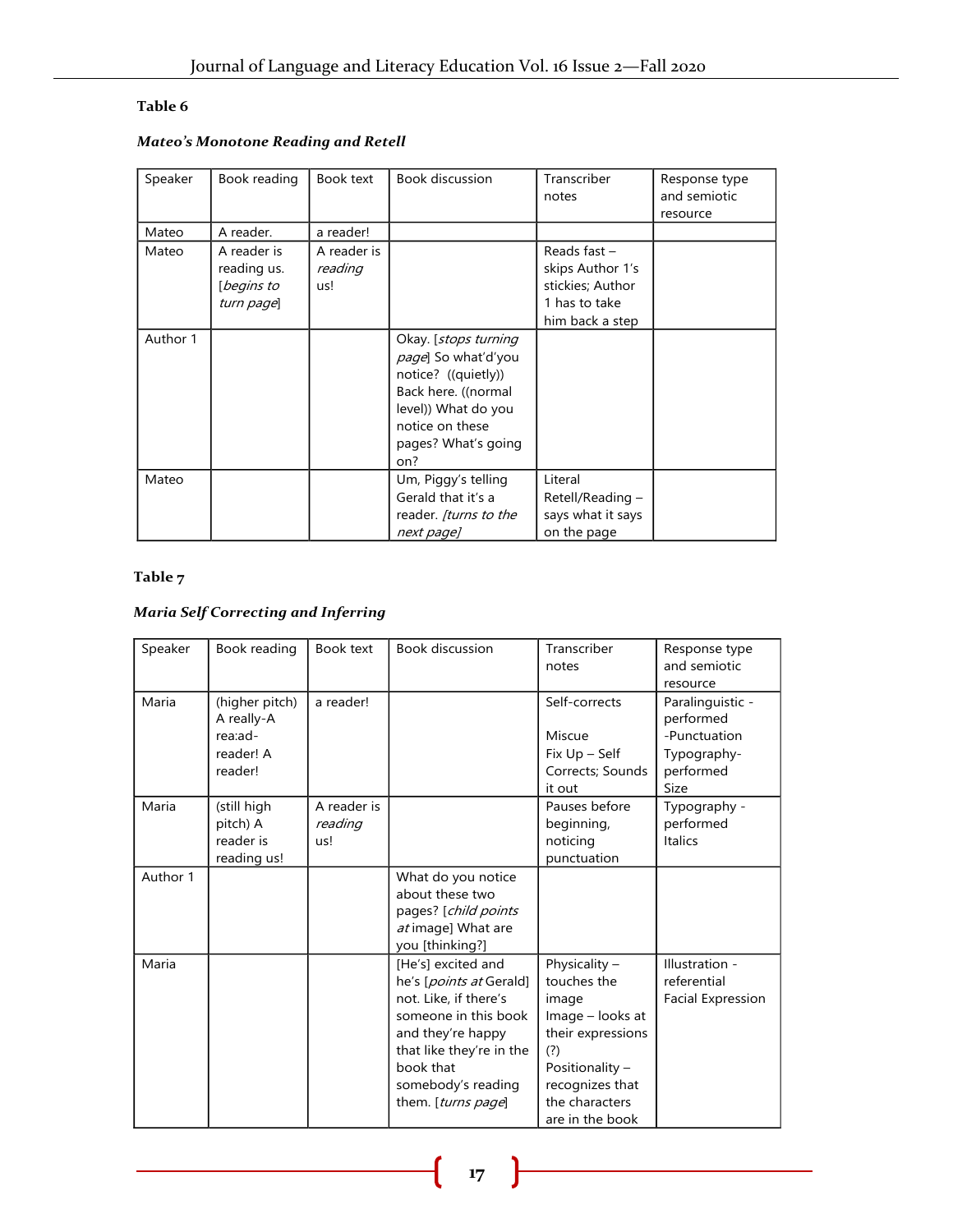**Table 6**

***Mateo's Monotone Reading and Retell***

| Speaker | Book reading | Book text | Book discussion | Transcriber notes | Response type and semiotic resource |
|---|---|---|---|---|---|
| Mateo | A reader. | a reader! | | | |
| Mateo | A reader is reading us. [*begins to turn page*] | A reader is *reading* us! | | Reads fast – skips Author 1's stickies; Author 1 has to take him back a step | |
| Author 1 | | | Okay. [*stops turning page*] So what'd'you notice? ((quietly)) Back here. ((normal level)) What do you notice on these pages? What's going on? | | |
| Mateo | | | Um, Piggy's telling Gerald that it's a reader. *[turns to the next page]* | Literal Retell/Reading – says what it says on the page | |

**Table 7**

***Maria Self Correcting and Inferring***

| Speaker | Book reading | Book text | Book discussion | Transcriber notes | Response type and semiotic resource |
|---|---|---|---|---|---|
| Maria | (higher pitch) A really-A rea:ad-reader! A reader! | a reader! | | Self-corrects<br><br>Miscue<br>Fix Up – Self Corrects; Sounds it out | Paralinguistic - performed -Punctuation<br>Typography-performed Size |
| Maria | (still high pitch) A reader is reading us! | A reader is *reading* us! | | Pauses before beginning, noticing punctuation | Typography - performed Italics |
| Author 1 | | | What do you notice about these two pages? [*child points at* image] What are you [thinking?] | | |
| Maria | | | [He's] excited and he's [*points at* Gerald] not. Like, if there's someone in this book and they're happy that like they're in the book that somebody's reading them. [*turns page*] | Physicality – touches the image<br>Image – looks at their expressions (?)<br>Positionality – recognizes that the characters are in the book | Illustration - referential Facial Expression |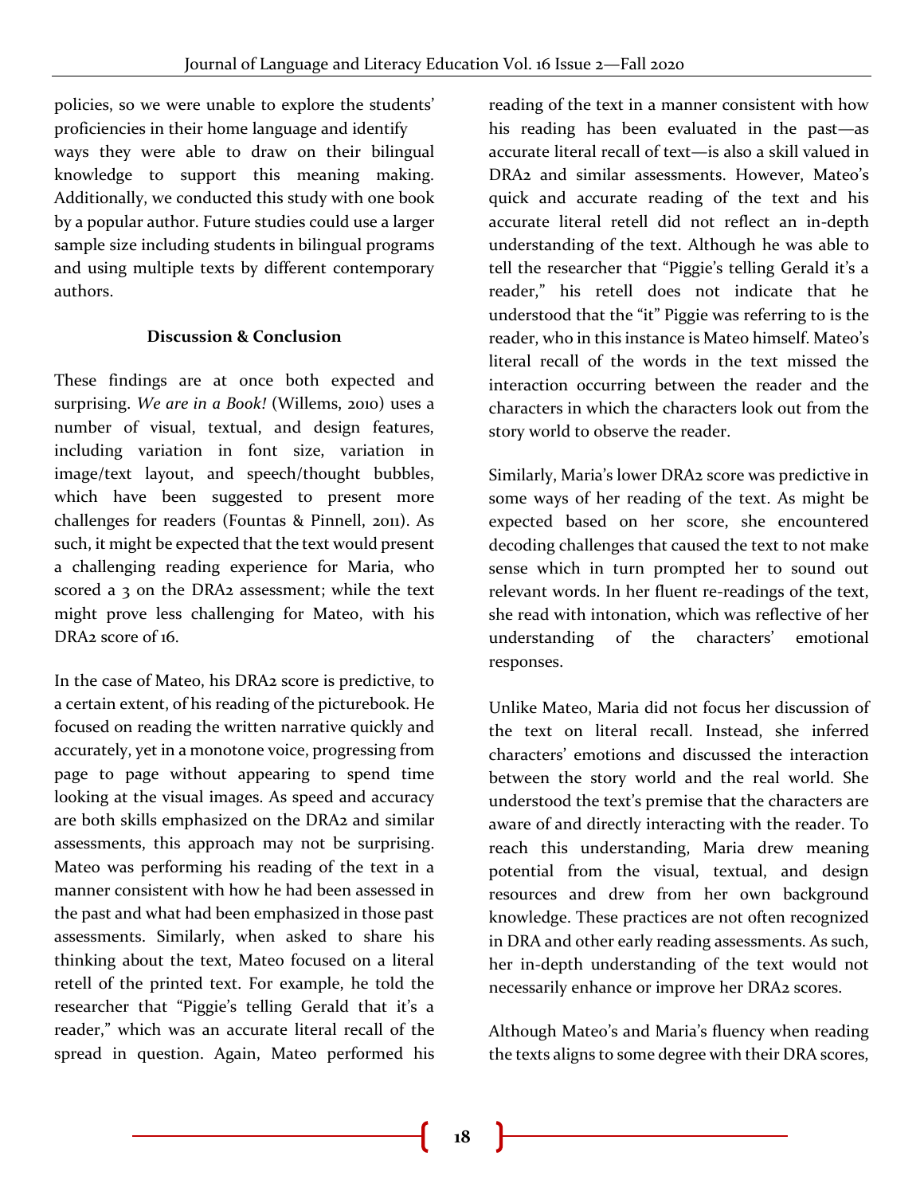policies, so we were unable to explore the students' proficiencies in their home language and identify ways they were able to draw on their bilingual knowledge to support this meaning making. Additionally, we conducted this study with one book by a popular author. Future studies could use a larger sample size including students in bilingual programs and using multiple texts by different contemporary authors.

## Discussion & Conclusion

These findings are at once both expected and surprising. *We are in a Book!* (Willems, 2010) uses a number of visual, textual, and design features, including variation in font size, variation in image/text layout, and speech/thought bubbles, which have been suggested to present more challenges for readers (Fountas & Pinnell, 2011). As such, it might be expected that the text would present a challenging reading experience for Maria, who scored a 3 on the DRA2 assessment; while the text might prove less challenging for Mateo, with his DRA2 score of 16.

In the case of Mateo, his DRA2 score is predictive, to a certain extent, of his reading of the picturebook. He focused on reading the written narrative quickly and accurately, yet in a monotone voice, progressing from page to page without appearing to spend time looking at the visual images. As speed and accuracy are both skills emphasized on the DRA2 and similar assessments, this approach may not be surprising. Mateo was performing his reading of the text in a manner consistent with how he had been assessed in the past and what had been emphasized in those past assessments. Similarly, when asked to share his thinking about the text, Mateo focused on a literal retell of the printed text. For example, he told the researcher that "Piggie's telling Gerald that it's a reader," which was an accurate literal recall of the spread in question. Again, Mateo performed his reading of the text in a manner consistent with how his reading has been evaluated in the past—as accurate literal recall of text—is also a skill valued in DRA2 and similar assessments. However, Mateo's quick and accurate reading of the text and his accurate literal retell did not reflect an in-depth understanding of the text. Although he was able to tell the researcher that "Piggie's telling Gerald it's a reader," his retell does not indicate that he understood that the "it" Piggie was referring to is the reader, who in this instance is Mateo himself. Mateo's literal recall of the words in the text missed the interaction occurring between the reader and the characters in which the characters look out from the story world to observe the reader.

Similarly, Maria's lower DRA2 score was predictive in some ways of her reading of the text. As might be expected based on her score, she encountered decoding challenges that caused the text to not make sense which in turn prompted her to sound out relevant words. In her fluent re-readings of the text, she read with intonation, which was reflective of her understanding of the characters' emotional responses.

Unlike Mateo, Maria did not focus her discussion of the text on literal recall. Instead, she inferred characters' emotions and discussed the interaction between the story world and the real world. She understood the text's premise that the characters are aware of and directly interacting with the reader. To reach this understanding, Maria drew meaning potential from the visual, textual, and design resources and drew from her own background knowledge. These practices are not often recognized in DRA and other early reading assessments. As such, her in-depth understanding of the text would not necessarily enhance or improve her DRA2 scores.

Although Mateo's and Maria's fluency when reading the texts aligns to some degree with their DRA scores,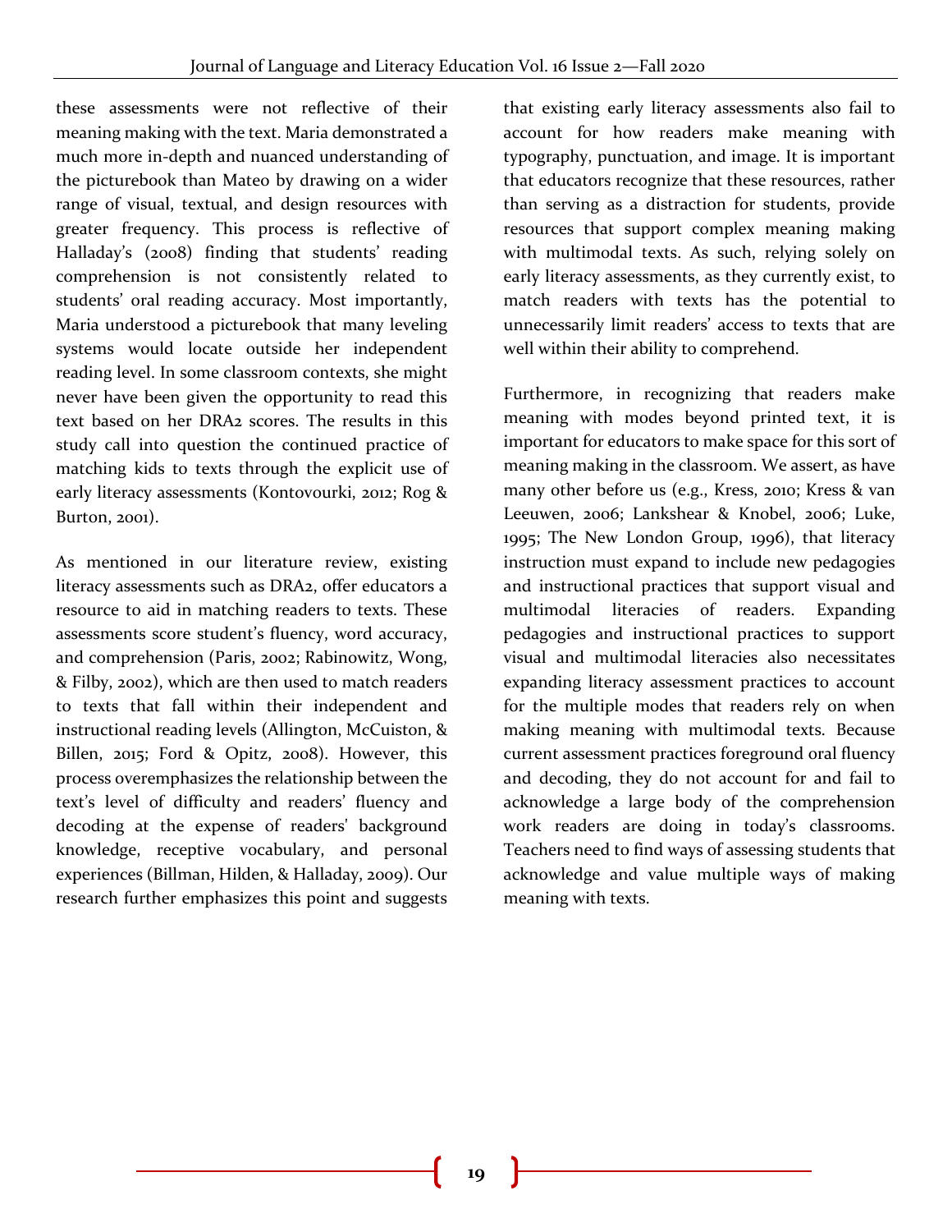these assessments were not reflective of their meaning making with the text. Maria demonstrated a much more in-depth and nuanced understanding of the picturebook than Mateo by drawing on a wider range of visual, textual, and design resources with greater frequency. This process is reflective of Halladay's (2008) finding that students' reading comprehension is not consistently related to students' oral reading accuracy. Most importantly, Maria understood a picturebook that many leveling systems would locate outside her independent reading level. In some classroom contexts, she might never have been given the opportunity to read this text based on her DRA2 scores. The results in this study call into question the continued practice of matching kids to texts through the explicit use of early literacy assessments (Kontovourki, 2012; Rog & Burton, 2001).

As mentioned in our literature review, existing literacy assessments such as DRA2, offer educators a resource to aid in matching readers to texts. These assessments score student's fluency, word accuracy, and comprehension (Paris, 2002; Rabinowitz, Wong, & Filby, 2002), which are then used to match readers to texts that fall within their independent and instructional reading levels (Allington, McCuiston, & Billen, 2015; Ford & Opitz, 2008). However, this process overemphasizes the relationship between the text's level of difficulty and readers' fluency and decoding at the expense of readers' background knowledge, receptive vocabulary, and personal experiences (Billman, Hilden, & Halladay, 2009). Our research further emphasizes this point and suggests that existing early literacy assessments also fail to account for how readers make meaning with typography, punctuation, and image. It is important that educators recognize that these resources, rather than serving as a distraction for students, provide resources that support complex meaning making with multimodal texts. As such, relying solely on early literacy assessments, as they currently exist, to match readers with texts has the potential to unnecessarily limit readers' access to texts that are well within their ability to comprehend.

Furthermore, in recognizing that readers make meaning with modes beyond printed text, it is important for educators to make space for this sort of meaning making in the classroom. We assert, as have many other before us (e.g., Kress, 2010; Kress & van Leeuwen, 2006; Lankshear & Knobel, 2006; Luke, 1995; The New London Group, 1996), that literacy instruction must expand to include new pedagogies and instructional practices that support visual and multimodal literacies of readers. Expanding pedagogies and instructional practices to support visual and multimodal literacies also necessitates expanding literacy assessment practices to account for the multiple modes that readers rely on when making meaning with multimodal texts. Because current assessment practices foreground oral fluency and decoding, they do not account for and fail to acknowledge a large body of the comprehension work readers are doing in today's classrooms. Teachers need to find ways of assessing students that acknowledge and value multiple ways of making meaning with texts.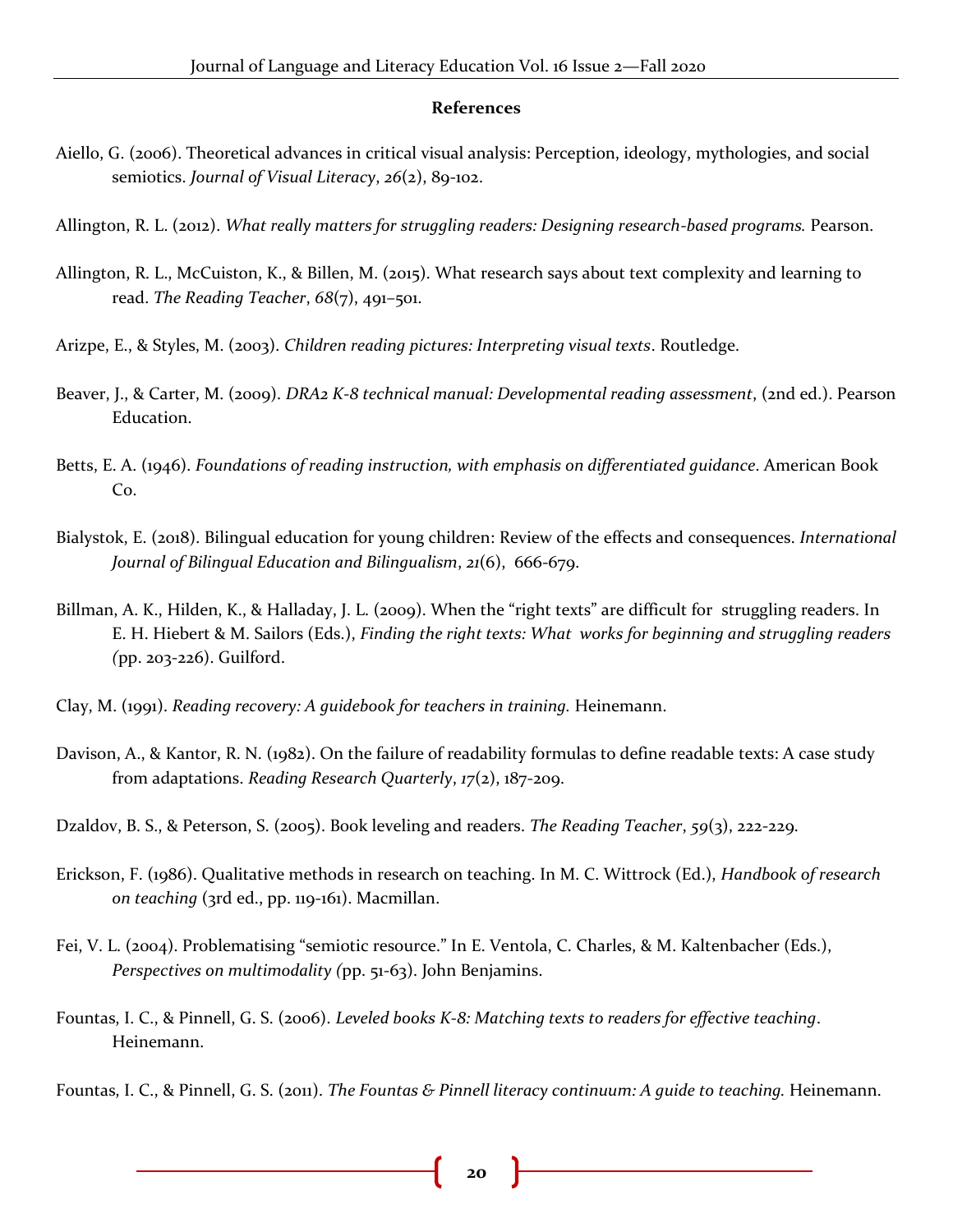**References**

Aiello, G. (2006). Theoretical advances in critical visual analysis: Perception, ideology, mythologies, and social semiotics. *Journal of Visual Literacy*, *26*(2), 89-102.

Allington, R. L. (2012). *What really matters for struggling readers: Designing research-based programs.* Pearson.

Allington, R. L., McCuiston, K., & Billen, M. (2015). What research says about text complexity and learning to read. *The Reading Teacher*, *68*(7), 491–501.

Arizpe, E., & Styles, M. (2003). *Children reading pictures: Interpreting visual texts*. Routledge.

Beaver, J., & Carter, M. (2009). *DRA2 K-8 technical manual: Developmental reading assessment*, (2nd ed.). Pearson Education.

Betts, E. A. (1946). *Foundations of reading instruction, with emphasis on differentiated guidance*. American Book Co.

Bialystok, E. (2018). Bilingual education for young children: Review of the effects and consequences. *International Journal of Bilingual Education and Bilingualism*, *21*(6), 666-679.

Billman, A. K., Hilden, K., & Halladay, J. L. (2009). When the "right texts" are difficult for struggling readers. In E. H. Hiebert & M. Sailors (Eds.), *Finding the right texts: What works for beginning and struggling readers* (pp. 203-226). Guilford.

Clay, M. (1991). *Reading recovery: A guidebook for teachers in training.* Heinemann.

Davison, A., & Kantor, R. N. (1982). On the failure of readability formulas to define readable texts: A case study from adaptations. *Reading Research Quarterly*, *17*(2), 187-209.

Dzaldov, B. S., & Peterson, S. (2005). Book leveling and readers. *The Reading Teacher*, *59*(3), 222-229.

Erickson, F. (1986). Qualitative methods in research on teaching. In M. C. Wittrock (Ed.), *Handbook of research on teaching* (3rd ed., pp. 119-161). Macmillan.

Fei, V. L. (2004). Problematising "semiotic resource." In E. Ventola, C. Charles, & M. Kaltenbacher (Eds.), *Perspectives on multimodality* (pp. 51-63). John Benjamins.

Fountas, I. C., & Pinnell, G. S. (2006). *Leveled books K-8: Matching texts to readers for effective teaching*. Heinemann.

Fountas, I. C., & Pinnell, G. S. (2011). *The Fountas & Pinnell literacy continuum: A guide to teaching.* Heinemann.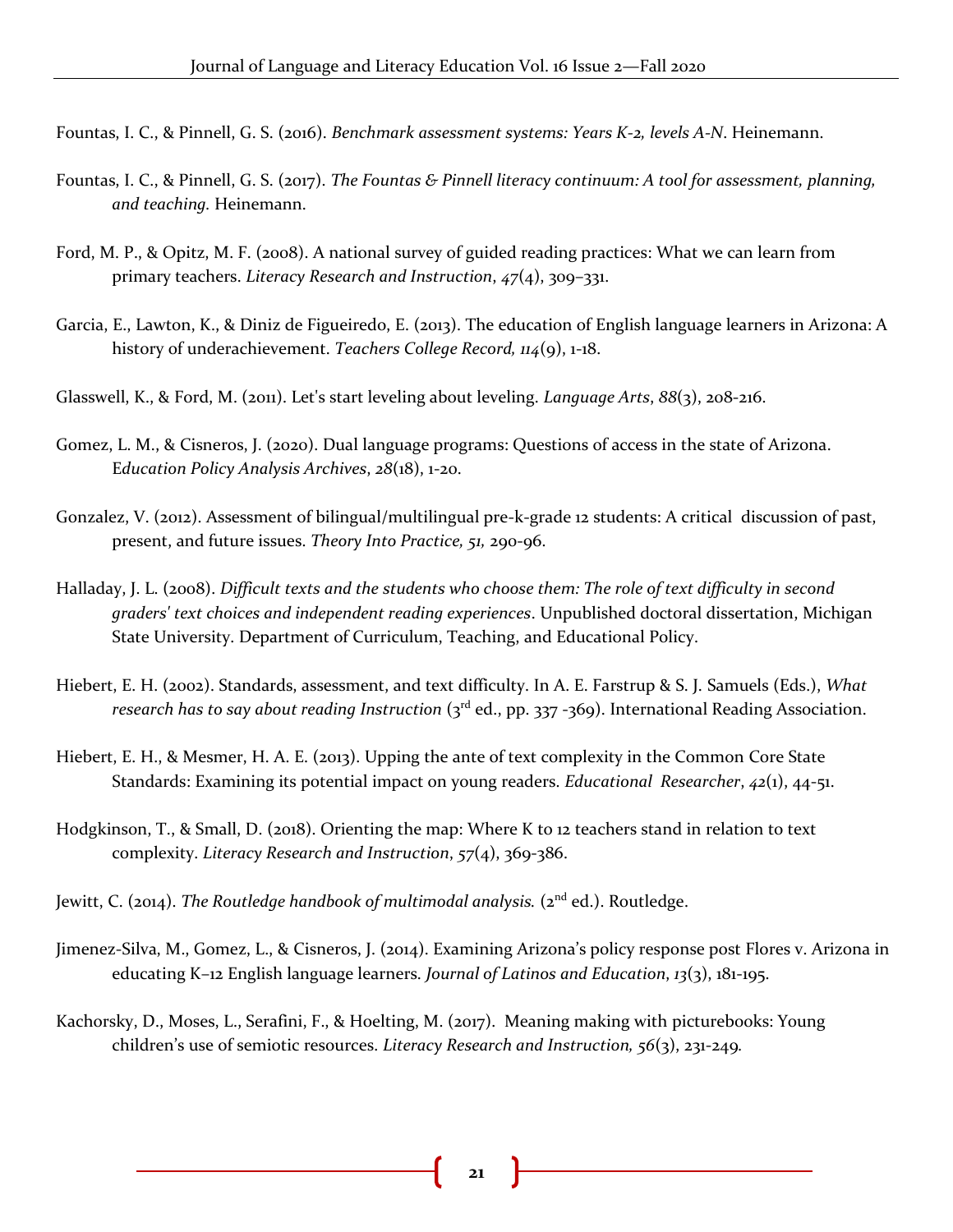Fountas, I. C., & Pinnell, G. S. (2016). *Benchmark assessment systems: Years K-2, levels A-N*. Heinemann.

Fountas, I. C., & Pinnell, G. S. (2017). *The Fountas & Pinnell literacy continuum: A tool for assessment, planning, and teaching.* Heinemann.

Ford, M. P., & Opitz, M. F. (2008). A national survey of guided reading practices: What we can learn from primary teachers. *Literacy Research and Instruction*, *47*(4), 309–331.

Garcia, E., Lawton, K., & Diniz de Figueiredo, E. (2013). The education of English language learners in Arizona: A history of underachievement. *Teachers College Record, 114*(9), 1-18.

Glasswell, K., & Ford, M. (2011). Let's start leveling about leveling. *Language Arts*, *88*(3), 208-216.

Gomez, L. M., & Cisneros, J. (2020). Dual language programs: Questions of access in the state of Arizona. *Education Policy Analysis Archives*, *28*(18), 1-20.

Gonzalez, V. (2012). Assessment of bilingual/multilingual pre-k-grade 12 students: A critical discussion of past, present, and future issues. *Theory Into Practice, 51,* 290-96.

Halladay, J. L. (2008). *Difficult texts and the students who choose them: The role of text difficulty in second graders' text choices and independent reading experiences*. Unpublished doctoral dissertation, Michigan State University. Department of Curriculum, Teaching, and Educational Policy.

Hiebert, E. H. (2002). Standards, assessment, and text difficulty. In A. E. Farstrup & S. J. Samuels (Eds.), *What research has to say about reading Instruction* (3rd ed., pp. 337 -369). International Reading Association.

Hiebert, E. H., & Mesmer, H. A. E. (2013). Upping the ante of text complexity in the Common Core State Standards: Examining its potential impact on young readers. *Educational Researcher*, *42*(1), 44-51.

Hodgkinson, T., & Small, D. (2018). Orienting the map: Where K to 12 teachers stand in relation to text complexity. *Literacy Research and Instruction*, *57*(4), 369-386.

Jewitt, C. (2014). *The Routledge handbook of multimodal analysis.* (2nd ed.). Routledge.

Jimenez-Silva, M., Gomez, L., & Cisneros, J. (2014). Examining Arizona's policy response post Flores v. Arizona in educating K–12 English language learners. *Journal of Latinos and Education*, *13*(3), 181-195.

Kachorsky, D., Moses, L., Serafini, F., & Hoelting, M. (2017). Meaning making with picturebooks: Young children's use of semiotic resources. *Literacy Research and Instruction, 56*(3), 231-249.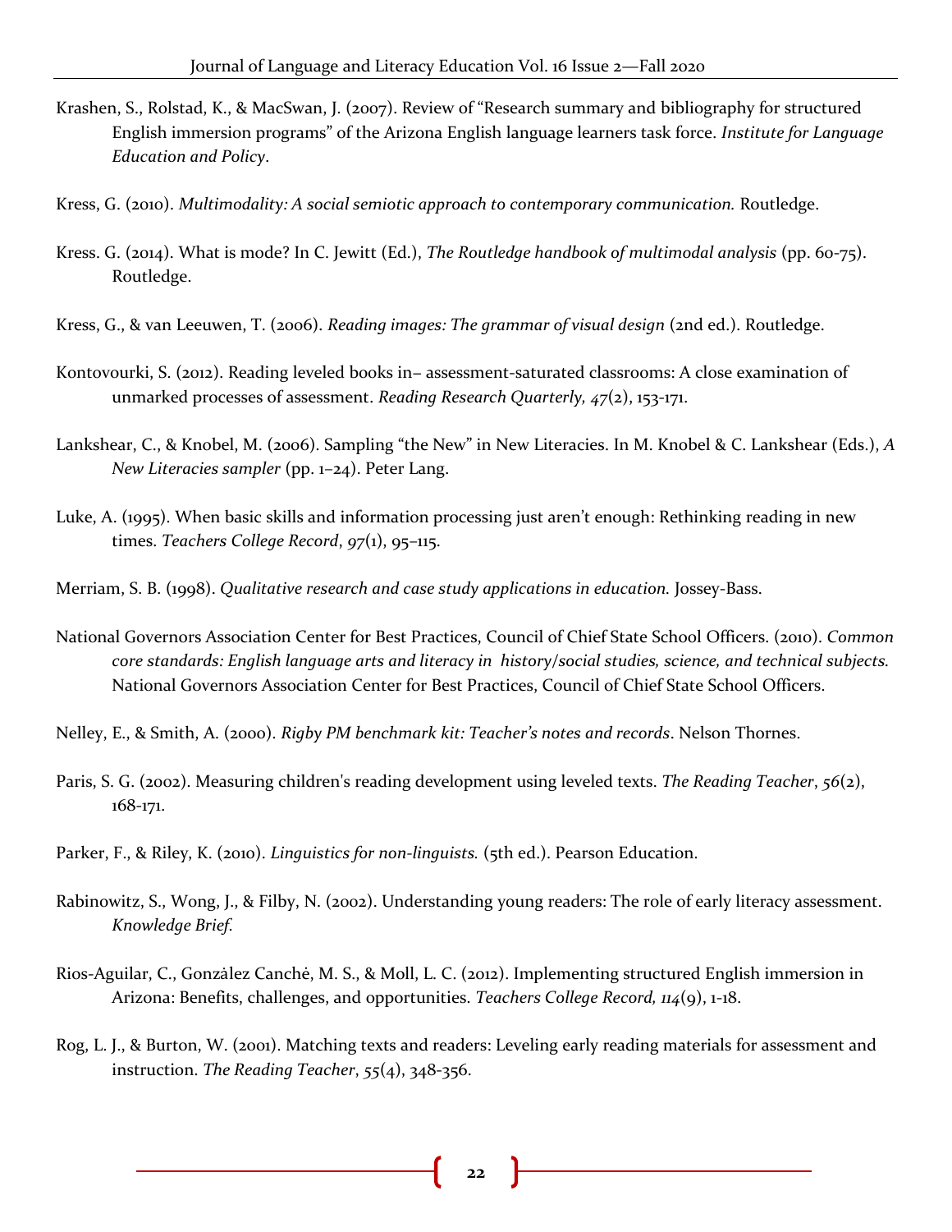Krashen, S., Rolstad, K., & MacSwan, J. (2007). Review of "Research summary and bibliography for structured English immersion programs" of the Arizona English language learners task force. *Institute for Language Education and Policy*.

Kress, G. (2010). *Multimodality: A social semiotic approach to contemporary communication.* Routledge.

Kress. G. (2014). What is mode? In C. Jewitt (Ed.), *The Routledge handbook of multimodal analysis* (pp. 60-75). Routledge.

Kress, G., & van Leeuwen, T. (2006). *Reading images: The grammar of visual design* (2nd ed.). Routledge.

Kontovourki, S. (2012). Reading leveled books in– assessment-saturated classrooms: A close examination of unmarked processes of assessment. *Reading Research Quarterly, 47*(2), 153-171.

Lankshear, C., & Knobel, M. (2006). Sampling "the New" in New Literacies. In M. Knobel & C. Lankshear (Eds.), *A New Literacies sampler* (pp. 1–24). Peter Lang.

Luke, A. (1995). When basic skills and information processing just aren't enough: Rethinking reading in new times. *Teachers College Record*, *97*(1), 95–115.

Merriam, S. B. (1998). *Qualitative research and case study applications in education.* Jossey-Bass.

National Governors Association Center for Best Practices, Council of Chief State School Officers. (2010). *Common core standards: English language arts and literacy in history/social studies, science, and technical subjects.* National Governors Association Center for Best Practices, Council of Chief State School Officers.

Nelley, E., & Smith, A. (2000). *Rigby PM benchmark kit: Teacher's notes and records*. Nelson Thornes.

Paris, S. G. (2002). Measuring children's reading development using leveled texts. *The Reading Teacher*, *56*(2), 168-171.

Parker, F., & Riley, K. (2010). *Linguistics for non-linguists.* (5th ed.). Pearson Education.

Rabinowitz, S., Wong, J., & Filby, N. (2002). Understanding young readers: The role of early literacy assessment. *Knowledge Brief.*

Rios-Aguilar, C., González Canché, M. S., & Moll, L. C. (2012). Implementing structured English immersion in Arizona: Benefits, challenges, and opportunities. *Teachers College Record, 114*(9), 1-18.

Rog, L. J., & Burton, W. (2001). Matching texts and readers: Leveling early reading materials for assessment and instruction. *The Reading Teacher*, *55*(4), 348-356.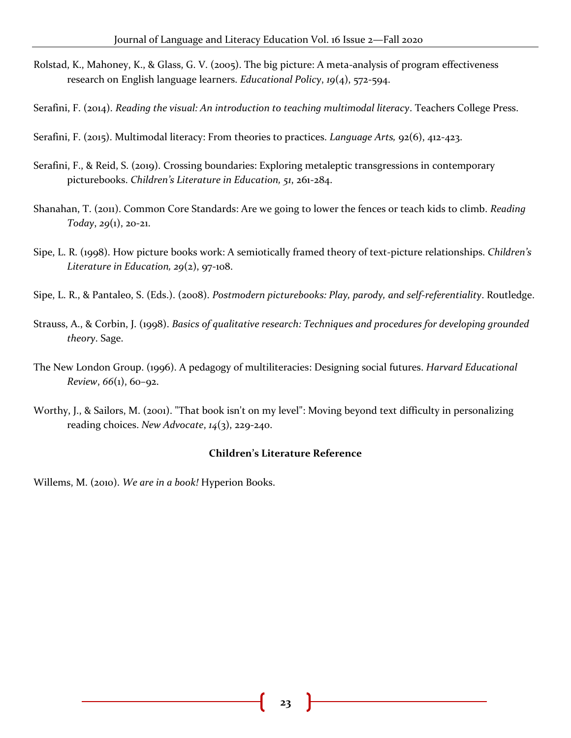Rolstad, K., Mahoney, K., & Glass, G. V. (2005). The big picture: A meta-analysis of program effectiveness research on English language learners. *Educational Policy*, *19*(4), 572-594.

Serafini, F. (2014). *Reading the visual: An introduction to teaching multimodal literacy*. Teachers College Press.

Serafini, F. (2015). Multimodal literacy: From theories to practices. *Language Arts,* 92(6), 412-423.

Serafini, F., & Reid, S. (2019). Crossing boundaries: Exploring metaleptic transgressions in contemporary picturebooks. *Children's Literature in Education, 51*, 261-284.

Shanahan, T. (2011). Common Core Standards: Are we going to lower the fences or teach kids to climb. *Reading Today*, *29*(1), 20-21.

Sipe, L. R. (1998). How picture books work: A semiotically framed theory of text-picture relationships. *Children's Literature in Education, 29*(2), 97-108.

Sipe, L. R., & Pantaleo, S. (Eds.). (2008). *Postmodern picturebooks: Play, parody, and self-referentiality*. Routledge.

Strauss, A., & Corbin, J. (1998). *Basics of qualitative research: Techniques and procedures for developing grounded theory*. Sage.

The New London Group. (1996). A pedagogy of multiliteracies: Designing social futures. *Harvard Educational Review*, *66*(1), 60–92.

Worthy, J., & Sailors, M. (2001). "That book isn't on my level": Moving beyond text difficulty in personalizing reading choices. *New Advocate*, *14*(3), 229-240.

**Children's Literature Reference**

Willems, M. (2010). *We are in a book!* Hyperion Books.